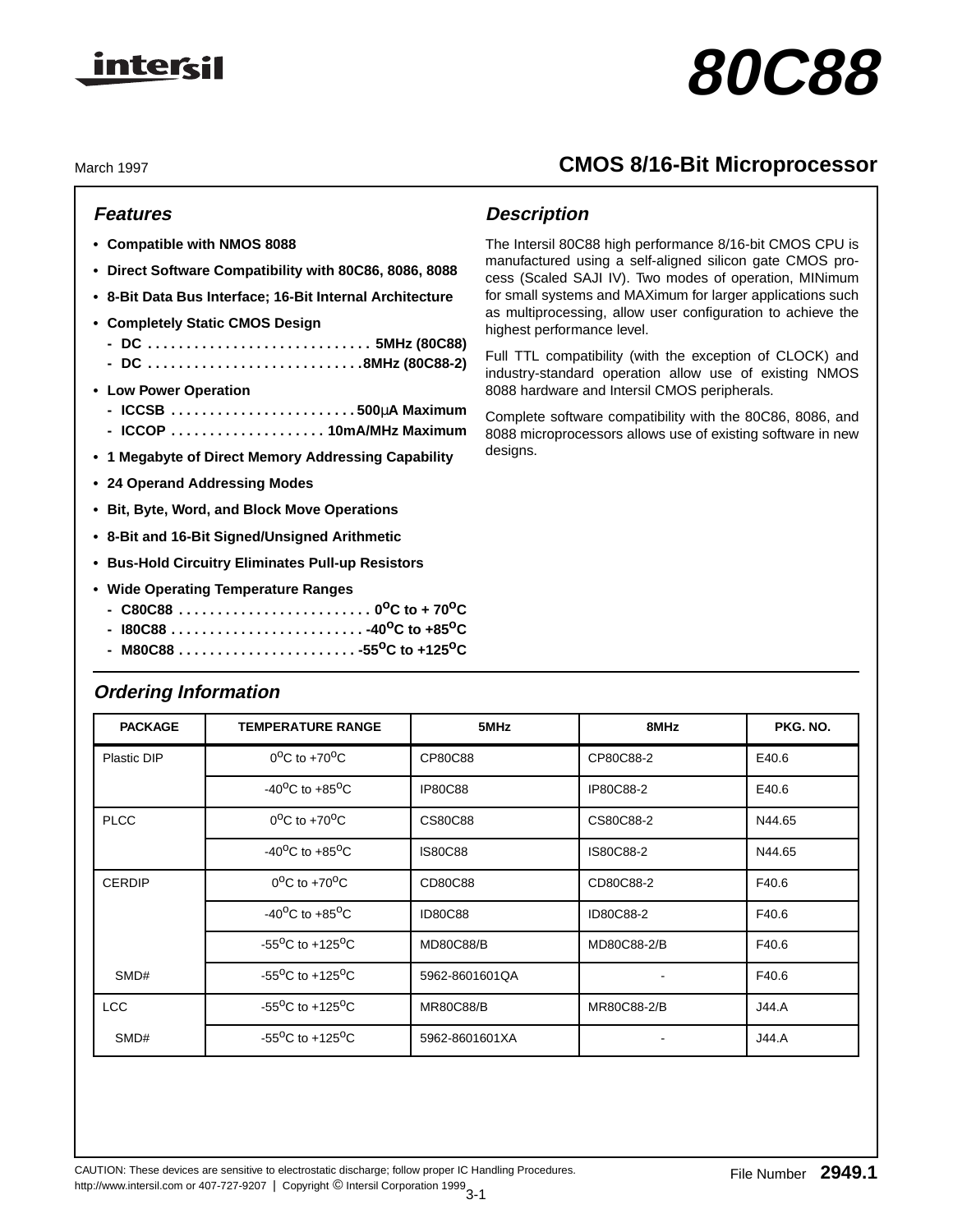# 80C88

March 1997

## CMOS 8/16-Bit Microprocessor

### Features

- **Compatible with NMOS 8088**
- **Direct Software Compatibility with 80C86, 8086, 8088**
- **8-Bit Data Bus Interface; 16-Bit Internal Architecture**
- **Completely Static CMOS Design**
  - **DC . . . . . . . . . . . . . . . . . . . . . . . . . . . . . 5MHz (80C88)**
  - **DC . . . . . . . . . . . . . . . . . . . . . . . . . . . . 8MHz (80C88-2)**
- **Low Power Operation**
  - **ICCSB . . . . . . . . . . . . . . . . . . . . . . . . 500µA Maximum**
  - **ICCOP . . . . . . . . . . . . . . . . . . . . 10mA/MHz Maximum**
- **1 Megabyte of Direct Memory Addressing Capability**
- **24 Operand Addressing Modes**
- **Bit, Byte, Word, and Block Move Operations**
- **8-Bit and 16-Bit Signed/Unsigned Arithmetic**
- **Bus-Hold Circuitry Eliminates Pull-up Resistors**
- **Wide Operating Temperature Ranges**
  - **C80C88 . . . . . . . . . . . . . . . . . . . . . . . . . 0°C to + 70°C**
  - **I80C88 . . . . . . . . . . . . . . . . . . . . . . . . . -40°C to +85°C**
  - **M80C88 . . . . . . . . . . . . . . . . . . . . . . . -55°C to +125°C**

### Description

The Intersil 80C88 high performance 8/16-bit CMOS CPU is manufactured using a self-aligned silicon gate CMOS process (Scaled SAJI IV). Two modes of operation, MINimum for small systems and MAXimum for larger applications such as multiprocessing, allow user configuration to achieve the highest performance level.

Full TTL compatibility (with the exception of CLOCK) and industry-standard operation allow use of existing NMOS 8088 hardware and Intersil CMOS peripherals.

Complete software compatibility with the 80C86, 8086, and 8088 microprocessors allows use of existing software in new designs.

### Ordering Information

| PACKAGE | TEMPERATURE RANGE | 5MHz | 8MHz | PKG. NO. |
|---|---|---|---|---|
| Plastic DIP | 0°C to +70°C | CP80C88 | CP80C88-2 | E40.6 |
| | -40°C to +85°C | IP80C88 | IP80C88-2 | E40.6 |
| PLCC | 0°C to +70°C | CS80C88 | CS80C88-2 | N44.65 |
| | -40°C to +85°C | IS80C88 | IS80C88-2 | N44.65 |
| CERDIP | 0°C to +70°C | CD80C88 | CD80C88-2 | F40.6 |
| | -40°C to +85°C | ID80C88 | ID80C88-2 | F40.6 |
| | -55°C to +125°C | MD80C88/B | MD80C88-2/B | F40.6 |
| SMD# | -55°C to +125°C | 5962-8601601QA | - | F40.6 |
| LCC | -55°C to +125°C | MR80C88/B | MR80C88-2/B | J44.A |
| SMD# | -55°C to +125°C | 5962-8601601XA | - | J44.A |

CAUTION: These devices are sensitive to electrostatic discharge; follow proper IC Handling Procedures.
http://www.intersil.com or 407-727-9207 | Copyright © Intersil Corporation 1999

File Number **2949.1**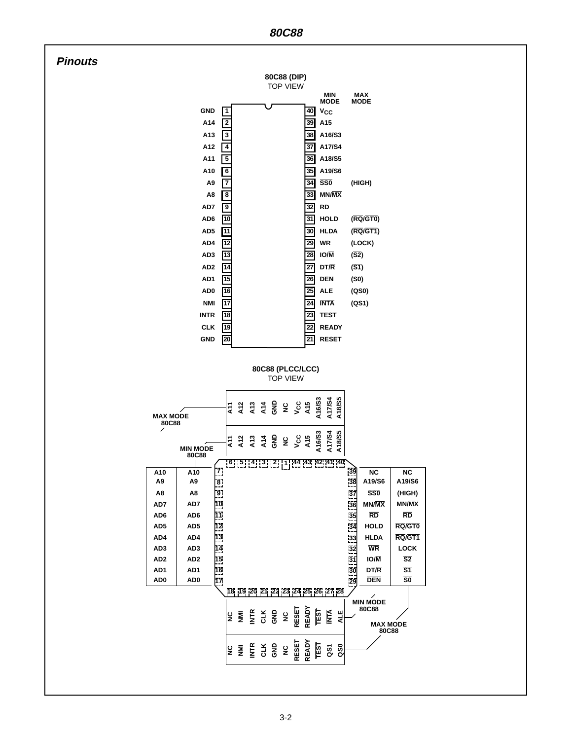## Pinouts

### 80C88 (DIP)

TOP VIEW

| Pin Name | Pin | Pin | Min Mode | Max Mode |
|---|---|---|---|---|
| GND | 1 | 40 | $V_{CC}$ | |
| A14 | 2 | 39 | A15 | |
| A13 | 3 | 38 | A16/S3 | |
| A12 | 4 | 37 | A17/S4 | |
| A11 | 5 | 36 | A18/S5 | |
| A10 | 6 | 35 | A19/S6 | |
| A9 | 7 | 34 | $\overline{SS0}$ | (HIGH) |
| A8 | 8 | 33 | MN/$\overline{MX}$ | |
| AD7 | 9 | 32 | $\overline{RD}$ | |
| AD6 | 10 | 31 | HOLD | ($\overline{RQ}/\overline{GT0}$) |
| AD5 | 11 | 30 | HLDA | ($\overline{RQ}/\overline{GT1}$) |
| AD4 | 12 | 29 | $\overline{WR}$ | ($\overline{LOCK}$) |
| AD3 | 13 | 28 | IO/$\overline{M}$ | ($\overline{S2}$) |
| AD2 | 14 | 27 | DT/$\overline{R}$ | ($\overline{S1}$) |
| AD1 | 15 | 26 | $\overline{DEN}$ | ($\overline{S0}$) |
| AD0 | 16 | 25 | ALE | (QS0) |
| NMI | 17 | 24 | $\overline{INTA}$ | (QS1) |
| INTR | 18 | 23 | $\overline{TEST}$ | |
| CLK | 19 | 22 | READY | |
| GND | 20 | 21 | RESET | |

### 80C88 (PLCC/LCC)

TOP VIEW

**Top side (pins 6 to 40)**

| Pin | Min Mode 80C88 | Max Mode 80C88 |
|---|---|---|
| 6 | A11 | A11 |
| 5 | A12 | A12 |
| 4 | A13 | A13 |
| 3 | A14 | A14 |
| 2 | GND | GND |
| 1 | NC | NC |
| 44 | $V_{CC}$ | $V_{CC}$ |
| 43 | A15 | A15 |
| 42 | A16/S3 | A16/S3 |
| 41 | A17/S4 | A17/S4 |
| 40 | A18/S5 | A18/S5 |

**Left side (pins 7 to 17)**

| Max Mode 80C88 | Min Mode 80C88 | Pin |
|---|---|---|
| A10 | A10 | 7 |
| A9 | A9 | 8 |
| A8 | A8 | 9 |
| AD7 | AD7 | 10 |
| AD6 | AD6 | 11 |
| AD5 | AD5 | 12 |
| AD4 | AD4 | 13 |
| AD3 | AD3 | 14 |
| AD2 | AD2 | 15 |
| AD1 | AD1 | 16 |
| AD0 | AD0 | 17 |

**Right side (pins 39 to 29)**

| Pin | Min Mode 80C88 | Max Mode 80C88 |
|---|---|---|
| 39 | NC | NC |
| 38 | A19/S6 | A19/S6 |
| 37 | $\overline{SS0}$ | (HIGH) |
| 36 | MN/$\overline{MX}$ | MN/$\overline{MX}$ |
| 35 | $\overline{RD}$ | $\overline{RD}$ |
| 34 | HOLD | $\overline{RQ}/\overline{GT0}$ |
| 33 | HLDA | $\overline{RQ}/\overline{GT1}$ |
| 32 | $\overline{WR}$ | LOCK |
| 31 | IO/$\overline{M}$ | $\overline{S2}$ |
| 30 | DT/$\overline{R}$ | $\overline{S1}$ |
| 29 | $\overline{DEN}$ | $\overline{S0}$ |

**Bottom side (pins 18 to 28)**

| Pin | Min Mode 80C88 | Max Mode 80C88 |
|---|---|---|
| 18 | NC | NC |
| 19 | NMI | NMI |
| 20 | INTR | INTR |
| 21 | CLK | CLK |
| 22 | GND | GND |
| 23 | NC | NC |
| 24 | RESET | RESET |
| 25 | READY | READY |
| 26 | $\overline{TEST}$ | $\overline{TEST}$ |
| 27 | $\overline{INTA}$ | QS1 |
| 28 | ALE | QS0 |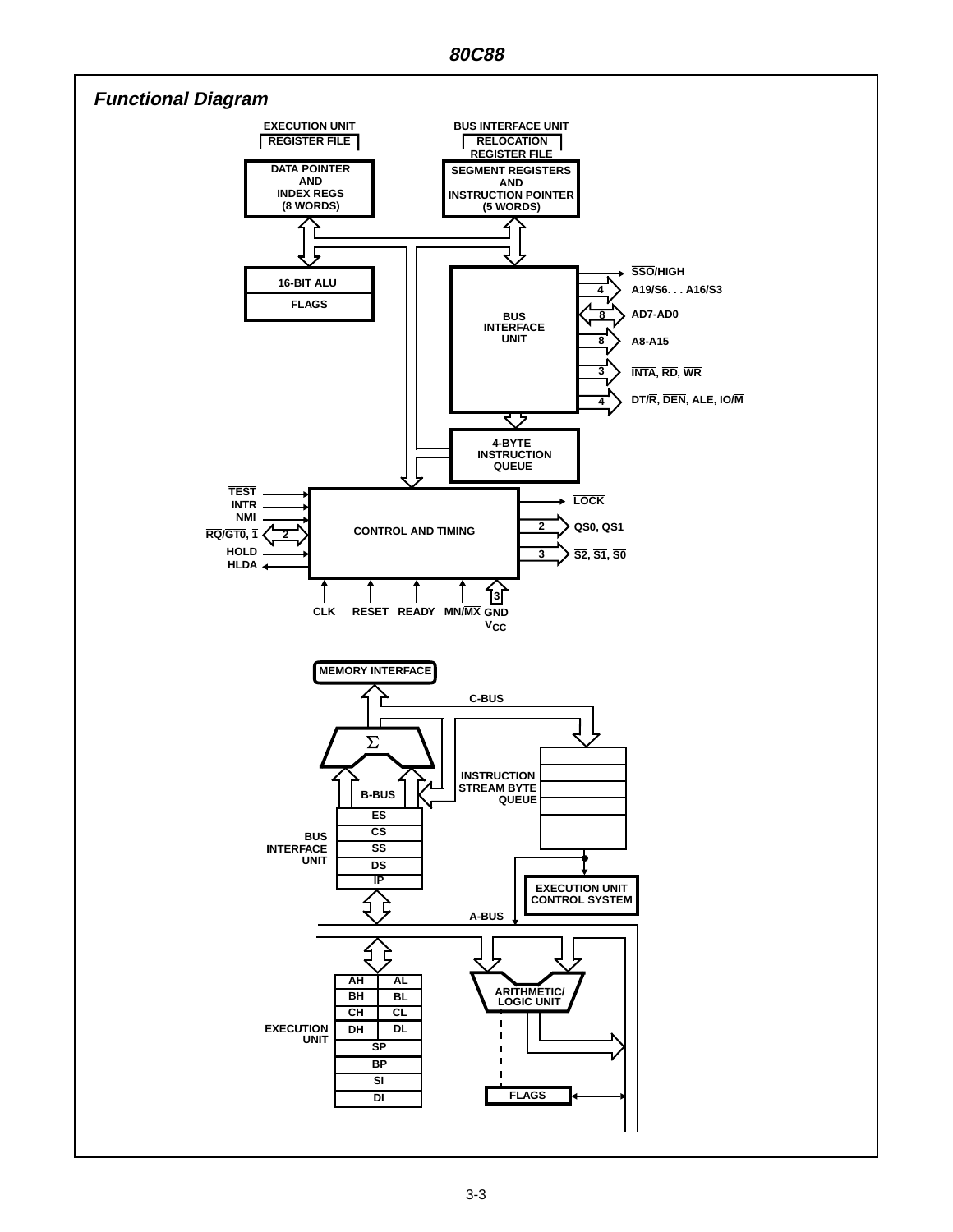## Functional Diagram

EXECUTION UNIT
REGISTER FILE

BUS INTERFACE UNIT
RELOCATION
REGISTER FILE

DATA POINTER
AND
INDEX REGS
(8 WORDS)

SEGMENT REGISTERS
AND
INSTRUCTION POINTER
(5 WORDS)

16-BIT ALU
FLAGS

BUS
INTERFACE
UNIT

SSO/HIGH
4 A19/S6. . . A16/S3
8 AD7-AD0
8 A8-A15
3 INTA, RD, WR
4 DT/R, DEN, ALE, IO/M

4-BYTE
INSTRUCTION
QUEUE

TEST
INTR
NMI
RQ/GT0, 1 2
HOLD
HLDA

CONTROL AND TIMING

LOCK
2 QS0, QS1
3 S2, S1, S0

CLK RESET READY MN/MX 3 GND $V_{CC}$

MEMORY INTERFACE

C-BUS

Σ

B-BUS

INSTRUCTION
STREAM BYTE
QUEUE

BUS
INTERFACE
UNIT

ES
CS
SS
DS
IP

EXECUTION UNIT
CONTROL SYSTEM

A-BUS

AH AL
BH BL
CH CL
DH DL
SP
BP
SI
DI

EXECUTION
UNIT

ARITHMETIC/
LOGIC UNIT

FLAGS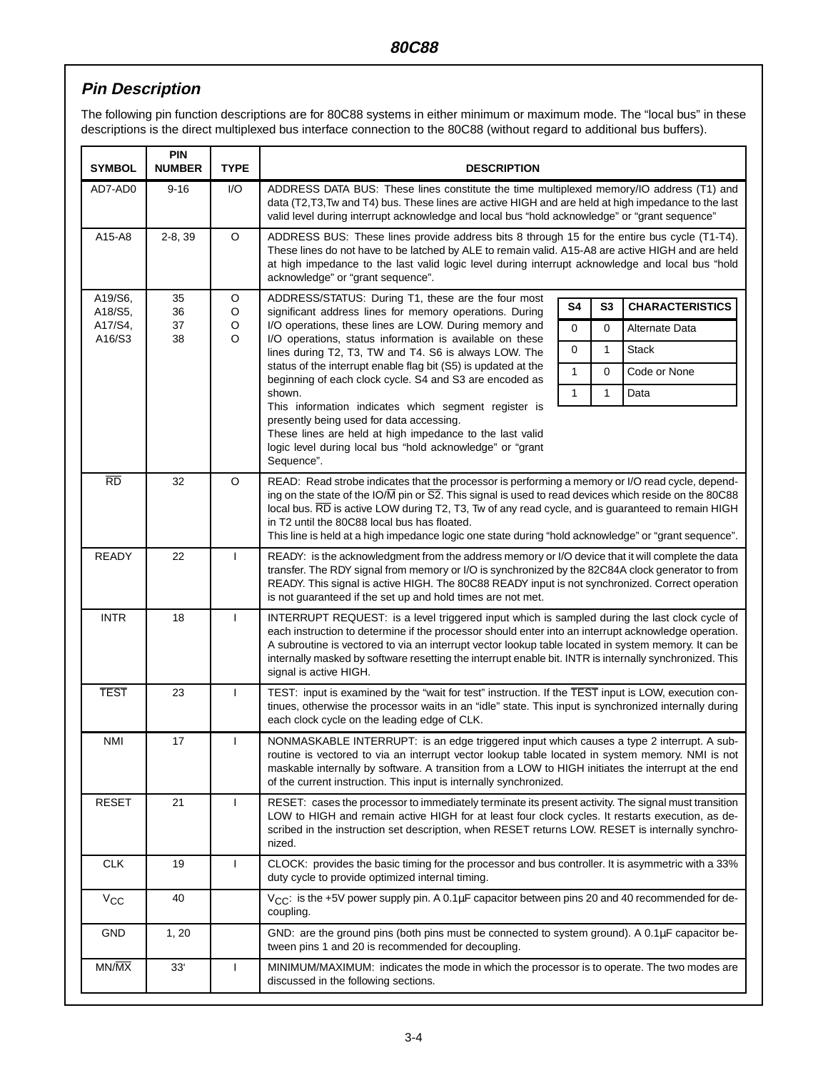## Pin Description

The following pin function descriptions are for 80C88 systems in either minimum or maximum mode. The "local bus" in these descriptions is the direct multiplexed bus interface connection to the 80C88 (without regard to additional bus buffers).

| SYMBOL | PIN NUMBER | TYPE | DESCRIPTION |
|---|---|---|---|
| AD7-AD0 | 9-16 | I/O | ADDRESS DATA BUS: These lines constitute the time multiplexed memory/IO address (T1) and data (T2,T3,Tw and T4) bus. These lines are active HIGH and are held at high impedance to the last valid level during interrupt acknowledge and local bus "hold acknowledge" or "grant sequence" |
| A15-A8 | 2-8, 39 | O | ADDRESS BUS: These lines provide address bits 8 through 15 for the entire bus cycle (T1-T4). These lines do not have to be latched by ALE to remain valid. A15-A8 are active HIGH and are held at high impedance to the last valid logic level during interrupt acknowledge and local bus "hold acknowledge" or "grant sequence". |
| A19/S6, A18/S5, A17/S4, A16/S3 | 35, 36, 37, 38 | O, O, O, O | ADDRESS/STATUS: During T1, these are the four most significant address lines for memory operations. During I/O operations, these lines are LOW. During memory and I/O operations, status information is available on these lines during T2, T3, TW and T4. S6 is always LOW. The status of the interrupt enable flag bit (S5) is updated at the beginning of each clock cycle. S4 and S3 are encoded as shown. This information indicates which segment register is presently being used for data accessing. These lines are held at high impedance to the last valid logic level during local bus "hold acknowledge" or "grant Sequence". |
| $\overline{RD}$ | 32 | O | READ: Read strobe indicates that the processor is performing a memory or I/O read cycle, depending on the state of the IO/$\overline{M}$ pin or $\overline{S2}$. This signal is used to read devices which reside on the 80C88 local bus. $\overline{RD}$ is active LOW during T2, T3, Tw of any read cycle, and is guaranteed to remain HIGH in T2 until the 80C88 local bus has floated. This line is held at a high impedance logic one state during "hold acknowledge" or "grant sequence". |
| READY | 22 | I | READY: is the acknowledgment from the address memory or I/O device that it will complete the data transfer. The RDY signal from memory or I/O is synchronized by the 82C84A clock generator to from READY. This signal is active HIGH. The 80C88 READY input is not synchronized. Correct operation is not guaranteed if the set up and hold times are not met. |
| INTR | 18 | I | INTERRUPT REQUEST: is a level triggered input which is sampled during the last clock cycle of each instruction to determine if the processor should enter into an interrupt acknowledge operation. A subroutine is vectored to via an interrupt vector lookup table located in system memory. It can be internally masked by software resetting the interrupt enable bit. INTR is internally synchronized. This signal is active HIGH. |
| $\overline{TEST}$ | 23 | I | TEST: input is examined by the "wait for test" instruction. If the $\overline{TEST}$ input is LOW, execution continues, otherwise the processor waits in an "idle" state. This input is synchronized internally during each clock cycle on the leading edge of CLK. |
| NMI | 17 | I | NONMASKABLE INTERRUPT: is an edge triggered input which causes a type 2 interrupt. A subroutine is vectored to via an interrupt vector lookup table located in system memory. NMI is not maskable internally by software. A transition from a LOW to HIGH initiates the interrupt at the end of the current instruction. This input is internally synchronized. |
| RESET | 21 | I | RESET: cases the processor to immediately terminate its present activity. The signal must transition LOW to HIGH and remain active HIGH for at least four clock cycles. It restarts execution, as described in the instruction set description, when RESET returns LOW. RESET is internally synchronized. |
| CLK | 19 | I | CLOCK: provides the basic timing for the processor and bus controller. It is asymmetric with a 33% duty cycle to provide optimized internal timing. |
| $V_{CC}$ | 40 | | $V_{CC}$: is the +5V power supply pin. A 0.1µF capacitor between pins 20 and 40 recommended for decoupling. |
| GND | 1, 20 | | GND: are the ground pins (both pins must be connected to system ground). A 0.1µF capacitor between pins 1 and 20 is recommended for decoupling. |
| MN/$\overline{MX}$ | 33' | I | MINIMUM/MAXIMUM: indicates the mode in which the processor is to operate. The two modes are discussed in the following sections. |

| S4 | S3 | CHARACTERISTICS |
|---|---|---|
| 0 | 0 | Alternate Data |
| 0 | 1 | Stack |
| 1 | 0 | Code or None |
| 1 | 1 | Data |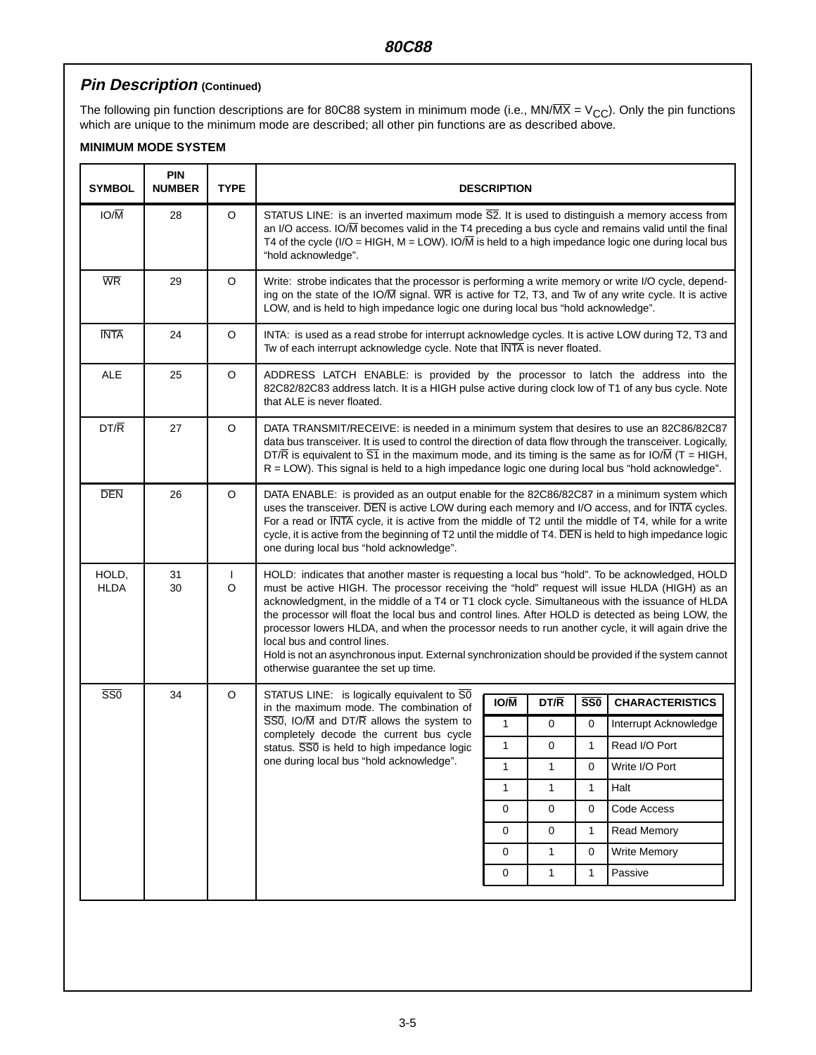## Pin Description (Continued)

The following pin function descriptions are for 80C88 system in minimum mode (i.e., MN/$\overline{MX}$ = $V_{CC}$). Only the pin functions which are unique to the minimum mode are described; all other pin functions are as described above.

**MINIMUM MODE SYSTEM**

| SYMBOL | PIN NUMBER | TYPE | DESCRIPTION |
|---|---|---|---|
| IO/$\overline{M}$ | 28 | O | STATUS LINE: is an inverted maximum mode $\overline{S2}$. It is used to distinguish a memory access from an I/O access. IO/$\overline{M}$ becomes valid in the T4 preceding a bus cycle and remains valid until the final T4 of the cycle (I/O = HIGH, M = LOW). IO/$\overline{M}$ is held to a high impedance logic one during local bus "hold acknowledge". |
| $\overline{WR}$ | 29 | O | Write: strobe indicates that the processor is performing a write memory or write I/O cycle, depending on the state of the IO/$\overline{M}$ signal. $\overline{WR}$ is active for T2, T3, and Tw of any write cycle. It is active LOW, and is held to high impedance logic one during local bus "hold acknowledge". |
| $\overline{INTA}$ | 24 | O | INTA: is used as a read strobe for interrupt acknowledge cycles. It is active LOW during T2, T3 and Tw of each interrupt acknowledge cycle. Note that $\overline{INTA}$ is never floated. |
| ALE | 25 | O | ADDRESS LATCH ENABLE: is provided by the processor to latch the address into the 82C82/82C83 address latch. It is a HIGH pulse active during clock low of T1 of any bus cycle. Note that ALE is never floated. |
| DT/$\overline{R}$ | 27 | O | DATA TRANSMIT/RECEIVE: is needed in a minimum system that desires to use an 82C86/82C87 data bus transceiver. It is used to control the direction of data flow through the transceiver. Logically, DT/$\overline{R}$ is equivalent to $\overline{S1}$ in the maximum mode, and its timing is the same as for IO/$\overline{M}$ (T = HIGH, R = LOW). This signal is held to a high impedance logic one during local bus "hold acknowledge". |
| $\overline{DEN}$ | 26 | O | DATA ENABLE: is provided as an output enable for the 82C86/82C87 in a minimum system which uses the transceiver. $\overline{DEN}$ is active LOW during each memory and I/O access, and for $\overline{INTA}$ cycles. For a read or $\overline{INTA}$ cycle, it is active from the middle of T2 until the middle of T4, while for a write cycle, it is active from the beginning of T2 until the middle of T4. $\overline{DEN}$ is held to high impedance logic one during local bus "hold acknowledge". |
| HOLD, HLDA | 31 30 | I O | HOLD: indicates that another master is requesting a local bus "hold". To be acknowledged, HOLD must be active HIGH. The processor receiving the "hold" request will issue HLDA (HIGH) as an acknowledgment, in the middle of a T4 or T1 clock cycle. Simultaneous with the issuance of HLDA the processor will float the local bus and control lines. After HOLD is detected as being LOW, the processor lowers HLDA, and when the processor needs to run another cycle, it will again drive the local bus and control lines. Hold is not an asynchronous input. External synchronization should be provided if the system cannot otherwise guarantee the set up time. |
| $\overline{SS0}$ | 34 | O | STATUS LINE: is logically equivalent to $\overline{S0}$ in the maximum mode. The combination of $\overline{SS0}$, IO/$\overline{M}$ and DT/$\overline{R}$ allows the system to completely decode the current bus cycle status. $\overline{SS0}$ is held to high impedance logic one during local bus "hold acknowledge". |

| IO/$\overline{M}$ | DT/$\overline{R}$ | $\overline{SS0}$ | CHARACTERISTICS |
|---|---|---|---|
| 1 | 0 | 0 | Interrupt Acknowledge |
| 1 | 0 | 1 | Read I/O Port |
| 1 | 1 | 0 | Write I/O Port |
| 1 | 1 | 1 | Halt |
| 0 | 0 | 0 | Code Access |
| 0 | 0 | 1 | Read Memory |
| 0 | 1 | 0 | Write Memory |
| 0 | 1 | 1 | Passive |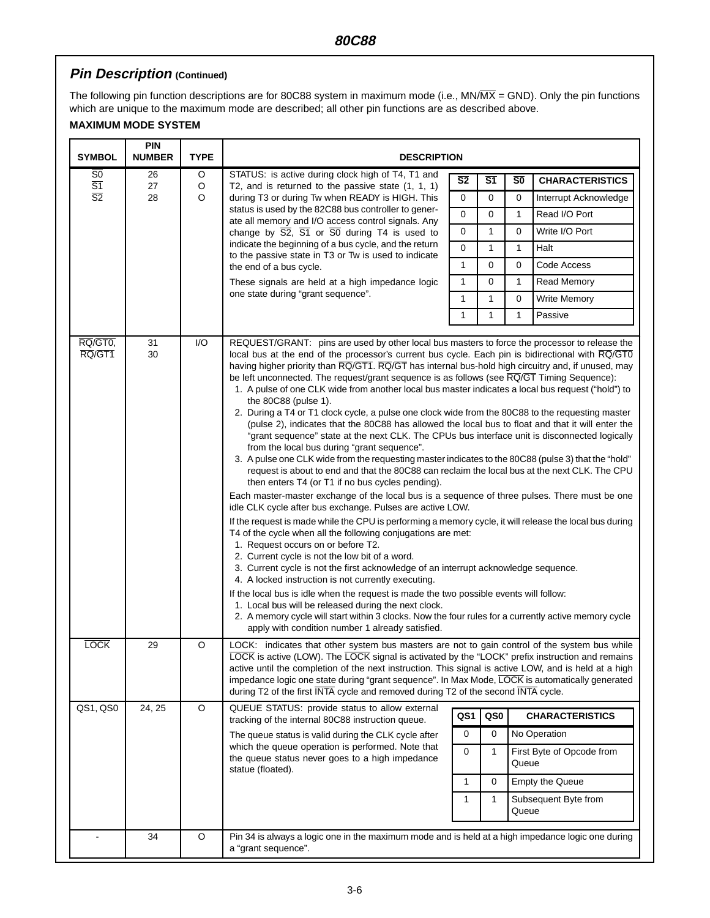## Pin Description (Continued)

The following pin function descriptions are for 80C88 system in maximum mode (i.e., MN/$\overline{MX}$ = GND). Only the pin functions which are unique to the maximum mode are described; all other pin functions are as described above.

### MAXIMUM MODE SYSTEM

| SYMBOL | PIN NUMBER | TYPE | DESCRIPTION |
|---|---|---|---|
| $\overline{S0}$<br>$\overline{S1}$<br>$\overline{S2}$ | 26<br>27<br>28 | O<br>O<br>O | STATUS: is active during clock high of T4, T1 and T2, and is returned to the passive state (1, 1, 1) during T3 or during Tw when READY is HIGH. This status is used by the 82C88 bus controller to generate all memory and I/O access control signals. Any change by $\overline{S2}$, $\overline{S1}$ or $\overline{S0}$ during T4 is used to indicate the beginning of a bus cycle, and the return to the passive state in T3 or Tw is used to indicate the end of a bus cycle.<br>These signals are held at a high impedance logic one state during "grant sequence".<br><br>$\overline{S2}$ / $\overline{S1}$ / $\overline{S0}$ : CHARACTERISTICS<br>0 0 0 : Interrupt Acknowledge<br>0 0 1 : Read I/O Port<br>0 1 0 : Write I/O Port<br>0 1 1 : Halt<br>1 0 0 : Code Access<br>1 0 1 : Read Memory<br>1 1 0 : Write Memory<br>1 1 1 : Passive |
| $\overline{RQ}/\overline{GT0}$,<br>$\overline{RQ}/\overline{GT1}$ | 31<br>30 | I/O | REQUEST/GRANT: pins are used by other local bus masters to force the processor to release the local bus at the end of the processor's current bus cycle. Each pin is bidirectional with $\overline{RQ}/\overline{GT0}$ having higher priority than $\overline{RQ}/\overline{GT1}$. $\overline{RQ}/\overline{GT}$ has internal bus-hold high circuitry and, if unused, may be left unconnected. The request/grant sequence is as follows (see $\overline{RQ}/\overline{GT}$ Timing Sequence):<br>1. A pulse of one CLK wide from another local bus master indicates a local bus request ("hold") to the 80C88 (pulse 1).<br>2. During a T4 or T1 clock cycle, a pulse one clock wide from the 80C88 to the requesting master (pulse 2), indicates that the 80C88 has allowed the local bus to float and that it will enter the "grant sequence" state at the next CLK. The CPUs bus interface unit is disconnected logically from the local bus during "grant sequence".<br>3. A pulse one CLK wide from the requesting master indicates to the 80C88 (pulse 3) that the "hold" request is about to end and that the 80C88 can reclaim the local bus at the next CLK. The CPU then enters T4 (or T1 if no bus cycles pending).<br>Each master-master exchange of the local bus is a sequence of three pulses. There must be one idle CLK cycle after bus exchange. Pulses are active LOW.<br>If the request is made while the CPU is performing a memory cycle, it will release the local bus during T4 of the cycle when all the following conjugations are met:<br>1. Request occurs on or before T2.<br>2. Current cycle is not the low bit of a word.<br>3. Current cycle is not the first acknowledge of an interrupt acknowledge sequence.<br>4. A locked instruction is not currently executing.<br>If the local bus is idle when the request is made the two possible events will follow:<br>1. Local bus will be released during the next clock.<br>2. A memory cycle will start within 3 clocks. Now the four rules for a currently active memory cycle apply with condition number 1 already satisfied. |
| $\overline{LOCK}$ | 29 | O | LOCK: indicates that other system bus masters are not to gain control of the system bus while $\overline{LOCK}$ is active (LOW). The $\overline{LOCK}$ signal is activated by the "LOCK" prefix instruction and remains active until the completion of the next instruction. This signal is active LOW, and is held at a high impedance logic one state during "grant sequence". In Max Mode, $\overline{LOCK}$ is automatically generated during T2 of the first $\overline{INTA}$ cycle and removed during T2 of the second $\overline{INTA}$ cycle. |
| QS1, QS0 | 24, 25 | O | QUEUE STATUS: provide status to allow external tracking of the internal 80C88 instruction queue.<br>The queue status is valid during the CLK cycle after which the queue operation is performed. Note that the queue status never goes to a high impedance statue (floated).<br><br>QS1 / QS0 : CHARACTERISTICS<br>0 0 : No Operation<br>0 1 : First Byte of Opcode from Queue<br>1 0 : Empty the Queue<br>1 1 : Subsequent Byte from Queue |
| - | 34 | O | Pin 34 is always a logic one in the maximum mode and is held at a high impedance logic one during a "grant sequence". |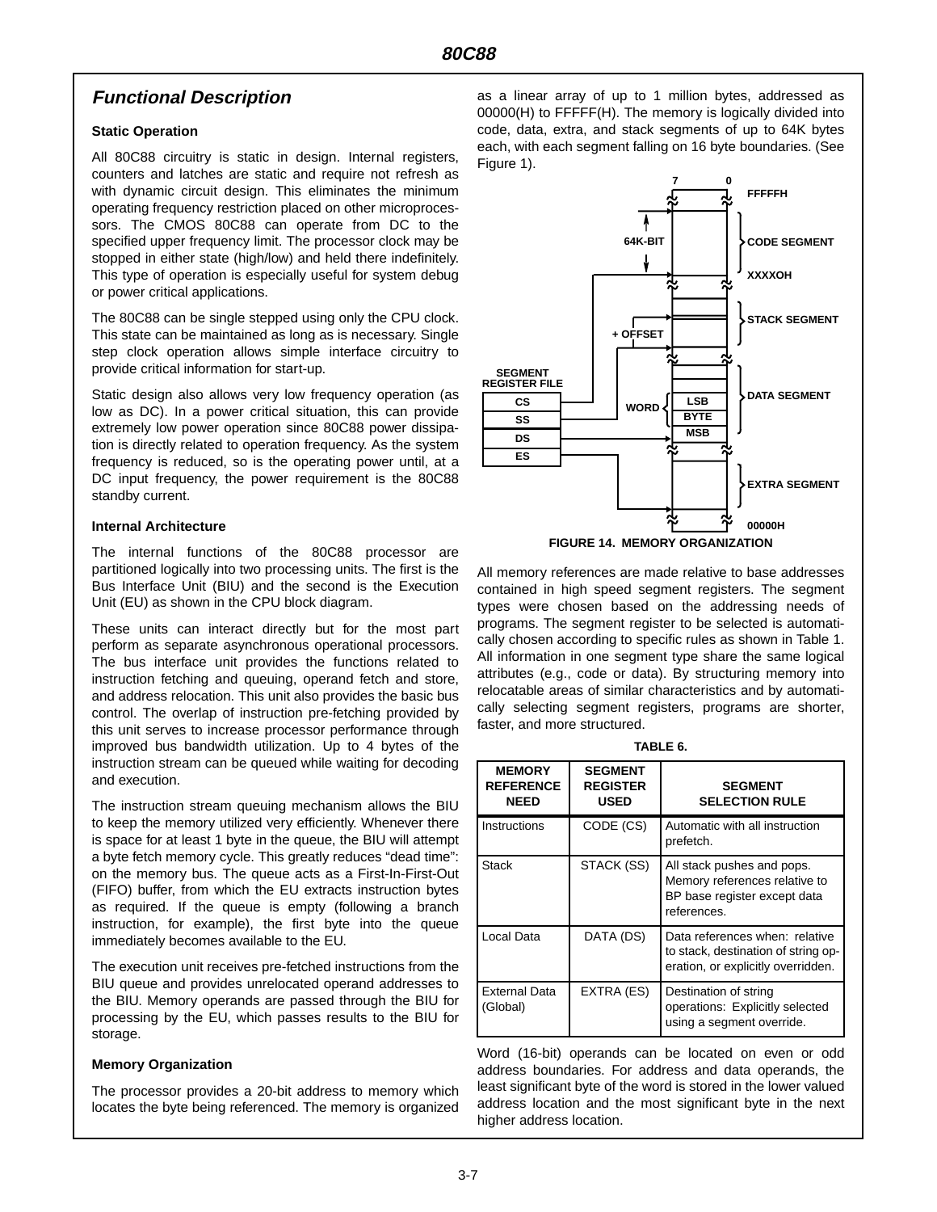## Functional Description

### Static Operation

All 80C88 circuitry is static in design. Internal registers, counters and latches are static and require not refresh as with dynamic circuit design. This eliminates the minimum operating frequency restriction placed on other microprocessors. The CMOS 80C88 can operate from DC to the specified upper frequency limit. The processor clock may be stopped in either state (high/low) and held there indefinitely. This type of operation is especially useful for system debug or power critical applications.

The 80C88 can be single stepped using only the CPU clock. This state can be maintained as long as is necessary. Single step clock operation allows simple interface circuitry to provide critical information for start-up.

Static design also allows very low frequency operation (as low as DC). In a power critical situation, this can provide extremely low power operation since 80C88 power dissipation is directly related to operation frequency. As the system frequency is reduced, so is the operating power until, at a DC input frequency, the power requirement is the 80C88 standby current.

### Internal Architecture

The internal functions of the 80C88 processor are partitioned logically into two processing units. The first is the Bus Interface Unit (BIU) and the second is the Execution Unit (EU) as shown in the CPU block diagram.

These units can interact directly but for the most part perform as separate asynchronous operational processors. The bus interface unit provides the functions related to instruction fetching and queuing, operand fetch and store, and address relocation. This unit also provides the basic bus control. The overlap of instruction pre-fetching provided by this unit serves to increase processor performance through improved bus bandwidth utilization. Up to 4 bytes of the instruction stream can be queued while waiting for decoding and execution.

The instruction stream queuing mechanism allows the BIU to keep the memory utilized very efficiently. Whenever there is space for at least 1 byte in the queue, the BIU will attempt a byte fetch memory cycle. This greatly reduces "dead time": on the memory bus. The queue acts as a First-In-First-Out (FIFO) buffer, from which the EU extracts instruction bytes as required. If the queue is empty (following a branch instruction, for example), the first byte into the queue immediately becomes available to the EU.

The execution unit receives pre-fetched instructions from the BIU queue and provides unrelocated operand addresses to the BIU. Memory operands are passed through the BIU for processing by the EU, which passes results to the BIU for storage.

### Memory Organization

The processor provides a 20-bit address to memory which locates the byte being referenced. The memory is organized as a linear array of up to 1 million bytes, addressed as 00000(H) to FFFFF(H). The memory is logically divided into code, data, extra, and stack segments of up to 64K bytes each, with each segment falling on 16 byte boundaries. (See Figure 1).

7
0
FFFFFH
64K-BIT
CODE SEGMENT
XXXXOH
+ OFFSET
STACK SEGMENT
SEGMENT REGISTER FILE
CS
SS
DS
ES
WORD
LSB
BYTE
MSB
DATA SEGMENT
EXTRA SEGMENT
00000H

FIGURE 14. MEMORY ORGANIZATION

All memory references are made relative to base addresses contained in high speed segment registers. The segment types were chosen based on the addressing needs of programs. The segment register to be selected is automatically chosen according to specific rules as shown in Table 1. All information in one segment type share the same logical attributes (e.g., code or data). By structuring memory into relocatable areas of similar characteristics and by automatically selecting segment registers, programs are shorter, faster, and more structured.

TABLE 6.

| MEMORY REFERENCE NEED | SEGMENT REGISTER USED | SEGMENT SELECTION RULE |
|---|---|---|
| Instructions | CODE (CS) | Automatic with all instruction prefetch. |
| Stack | STACK (SS) | All stack pushes and pops. Memory references relative to BP base register except data references. |
| Local Data | DATA (DS) | Data references when: relative to stack, destination of string operation, or explicitly overridden. |
| External Data (Global) | EXTRA (ES) | Destination of string operations: Explicitly selected using a segment override. |

Word (16-bit) operands can be located on even or odd address boundaries. For address and data operands, the least significant byte of the word is stored in the lower valued address location and the most significant byte in the next higher address location.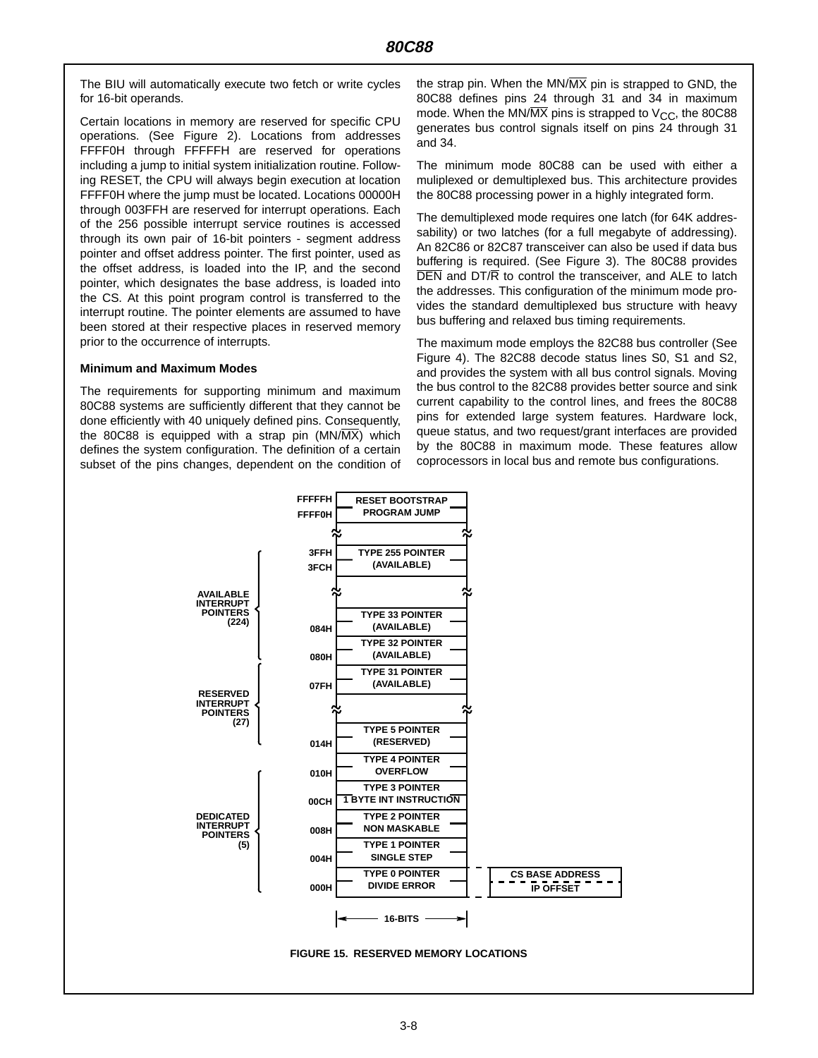The BIU will automatically execute two fetch or write cycles for 16-bit operands.

Certain locations in memory are reserved for specific CPU operations. (See Figure 2). Locations from addresses FFFF0H through FFFFFH are reserved for operations including a jump to initial system initialization routine. Following RESET, the CPU will always begin execution at location FFFF0H where the jump must be located. Locations 00000H through 003FFH are reserved for interrupt operations. Each of the 256 possible interrupt service routines is accessed through its own pair of 16-bit pointers - segment address pointer and offset address pointer. The first pointer, used as the offset address, is loaded into the IP, and the second pointer, which designates the base address, is loaded into the CS. At this point program control is transferred to the interrupt routine. The pointer elements are assumed to have been stored at their respective places in reserved memory prior to the occurrence of interrupts.

### Minimum and Maximum Modes

The requirements for supporting minimum and maximum 80C88 systems are sufficiently different that they cannot be done efficiently with 40 uniquely defined pins. Consequently, the 80C88 is equipped with a strap pin (MN/$\overline{MX}$) which defines the system configuration. The definition of a certain subset of the pins changes, dependent on the condition of the strap pin. When the MN/$\overline{MX}$ pin is strapped to GND, the 80C88 defines pins 24 through 31 and 34 in maximum mode. When the MN/$\overline{MX}$ pins is strapped to $V_{CC}$, the 80C88 generates bus control signals itself on pins 24 through 31 and 34.

The minimum mode 80C88 can be used with either a muliplexed or demultiplexed bus. This architecture provides the 80C88 processing power in a highly integrated form.

The demultiplexed mode requires one latch (for 64K addressability) or two latches (for a full megabyte of addressing). An 82C86 or 82C87 transceiver can also be used if data bus buffering is required. (See Figure 3). The 80C88 provides $\overline{DEN}$ and DT/$\overline{R}$ to control the transceiver, and ALE to latch the addresses. This configuration of the minimum mode provides the standard demultiplexed bus structure with heavy bus buffering and relaxed bus timing requirements.

The maximum mode employs the 82C88 bus controller (See Figure 4). The 82C88 decode status lines S0, S1 and S2, and provides the system with all bus control signals. Moving the bus control to the 82C88 provides better source and sink current capability to the control lines, and frees the 80C88 pins for extended large system features. Hardware lock, queue status, and two request/grant interfaces are provided by the 80C88 in maximum mode. These features allow coprocessors in local bus and remote bus configurations.

FFFFFH
FFFF0H
RESET BOOTSTRAP PROGRAM JUMP
3FFH
3FCH
TYPE 255 POINTER (AVAILABLE)
AVAILABLE INTERRUPT POINTERS (224)
TYPE 33 POINTER (AVAILABLE)
084H
TYPE 32 POINTER (AVAILABLE)
080H
TYPE 31 POINTER (AVAILABLE)
07FH
RESERVED INTERRUPT POINTERS (27)
TYPE 5 POINTER (RESERVED)
014H
TYPE 4 POINTER OVERFLOW
010H
TYPE 3 POINTER 1 BYTE INT INSTRUCTION
00CH
DEDICATED INTERRUPT POINTERS (5)
TYPE 2 POINTER NON MASKABLE
008H
TYPE 1 POINTER SINGLE STEP
004H
TYPE 0 POINTER DIVIDE ERROR
000H
CS BASE ADDRESS
IP OFFSET
16-BITS

FIGURE 15. RESERVED MEMORY LOCATIONS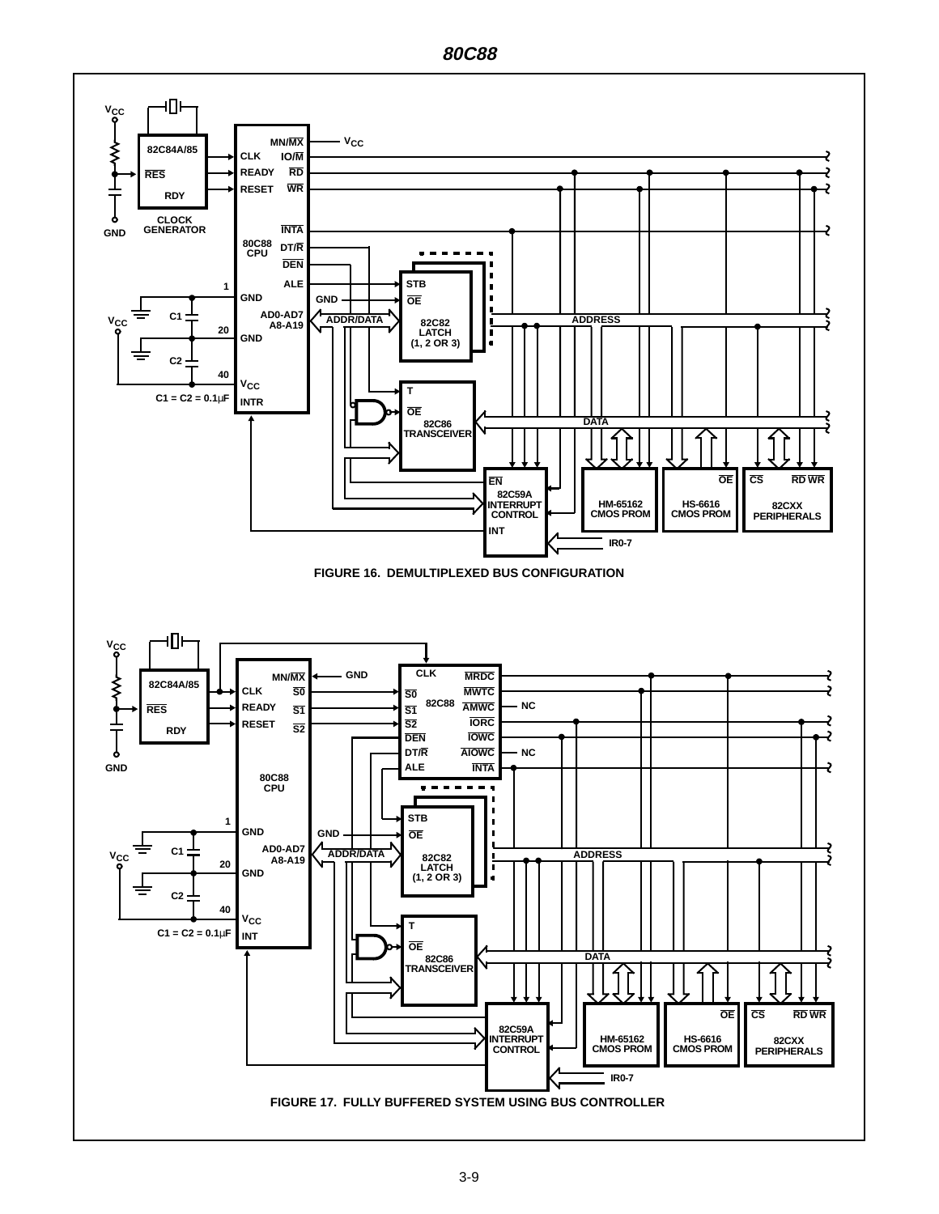VCC

82C84A/85

RES

RDY

CLOCK GENERATOR

GND

MN/MX

VCC

CLK

IO/M

READY

RD

RESET

WR

INTA

80C88 CPU

DT/R

DEN

ALE

1

GND

GND

STB

OE

C1

AD0-AD7 A8-A19

ADDR/DATA

82C82 LATCH (1, 2 OR 3)

ADDRESS

VCC

20

GND

C2

40

VCC

T

C1 = C2 = 0.1μF

INTR

OE

82C86 TRANSCEIVER

DATA

EN

82C59A INTERRUPT CONTROL

HM-65162 CMOS PROM

OE

HS-6616 CMOS PROM

CS RD WR

82CXX PERIPHERALS

INT

IR0-7

FIGURE 16. DEMULTIPLEXED BUS CONFIGURATION

VCC

82C84A/85

RES

RDY

GND

MN/MX

GND

CLK

MRDC

CLK

S0

S0

MWTC

82C88

READY

S1

S1

AMWC

NC

RESET

S2

S2

IORC

DEN

IOWC

DT/R

AIOWC

NC

ALE

INTA

80C88 CPU

1

GND

GND

STB

OE

C1

AD0-AD7 A8-A19

ADDR/DATA

82C82 LATCH (1, 2 OR 3)

ADDRESS

VCC

20

GND

C2

40

VCC

T

C1 = C2 = 0.1μF

INT

OE

82C86 TRANSCEIVER

DATA

82C59A INTERRUPT CONTROL

HM-65162 CMOS PROM

OE

HS-6616 CMOS PROM

CS RD WR

82CXX PERIPHERALS

IR0-7

FIGURE 17. FULLY BUFFERED SYSTEM USING BUS CONTROLLER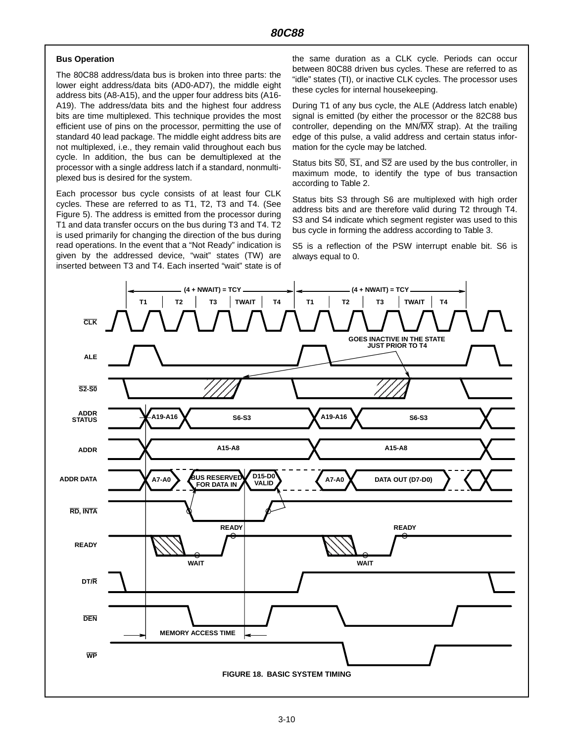### Bus Operation

The 80C88 address/data bus is broken into three parts: the lower eight address/data bits (AD0-AD7), the middle eight address bits (A8-A15), and the upper four address bits (A16-A19). The address/data bits and the highest four address bits are time multiplexed. This technique provides the most efficient use of pins on the processor, permitting the use of standard 40 lead package. The middle eight address bits are not multiplexed, i.e., they remain valid throughout each bus cycle. In addition, the bus can be demultiplexed at the processor with a single address latch if a standard, nonmultiplexed bus is desired for the system.

Each processor bus cycle consists of at least four CLK cycles. These are referred to as T1, T2, T3 and T4. (See Figure 5). The address is emitted from the processor during T1 and data transfer occurs on the bus during T3 and T4. T2 is used primarily for changing the direction of the bus during read operations. In the event that a "Not Ready" indication is given by the addressed device, "wait" states (TW) are inserted between T3 and T4. Each inserted "wait" state is of the same duration as a CLK cycle. Periods can occur between 80C88 driven bus cycles. These are referred to as "idle" states (TI), or inactive CLK cycles. The processor uses these cycles for internal housekeeping.

During T1 of any bus cycle, the ALE (Address latch enable) signal is emitted (by either the processor or the 82C88 bus controller, depending on the MN/$\overline{MX}$ strap). At the trailing edge of this pulse, a valid address and certain status information for the cycle may be latched.

Status bits $\overline{S0}$, $\overline{S1}$, and $\overline{S2}$ are used by the bus controller, in maximum mode, to identify the type of bus transaction according to Table 2.

Status bits S3 through S6 are multiplexed with high order address bits and are therefore valid during T2 through T4. S3 and S4 indicate which segment register was used to this bus cycle in forming the address according to Table 3.

S5 is a reflection of the PSW interrupt enable bit. S6 is always equal to 0.

(4 + NWAIT) = TCY
T1 T2 T3 TWAIT T4 T1 T2 T3 TWAIT T4
$\overline{CLK}$
GOES INACTIVE IN THE STATE JUST PRIOR TO T4
ALE
$\overline{S2}$-$\overline{S0}$
ADDR STATUS
A19-A16
S6-S3
ADDR
A15-A8
ADDR DATA
A7-A0
BUS RESERVED FOR DATA IN
D15-D0 VALID
DATA OUT (D7-D0)
$\overline{RD}$, $\overline{INTA}$
READY
WAIT
DT/$\overline{R}$
$\overline{DEN}$
MEMORY ACCESS TIME
$\overline{WP}$

FIGURE 18. BASIC SYSTEM TIMING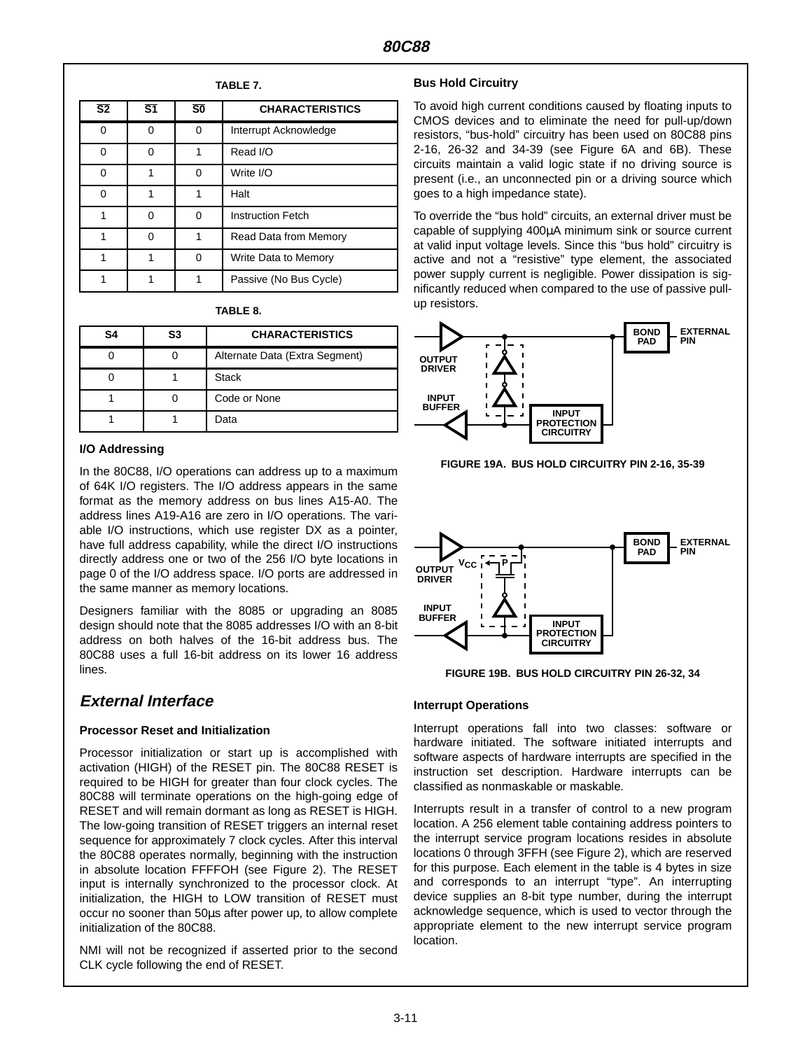TABLE 7.

| $\overline{S2}$ | $\overline{S1}$ | $\overline{S0}$ | CHARACTERISTICS |
|---|---|---|---|
| 0 | 0 | 0 | Interrupt Acknowledge |
| 0 | 0 | 1 | Read I/O |
| 0 | 1 | 0 | Write I/O |
| 0 | 1 | 1 | Halt |
| 1 | 0 | 0 | Instruction Fetch |
| 1 | 0 | 1 | Read Data from Memory |
| 1 | 1 | 0 | Write Data to Memory |
| 1 | 1 | 1 | Passive (No Bus Cycle) |

TABLE 8.

| S4 | S3 | CHARACTERISTICS |
|---|---|---|
| 0 | 0 | Alternate Data (Extra Segment) |
| 0 | 1 | Stack |
| 1 | 0 | Code or None |
| 1 | 1 | Data |

### I/O Addressing

In the 80C88, I/O operations can address up to a maximum of 64K I/O registers. The I/O address appears in the same format as the memory address on bus lines A15-A0. The address lines A19-A16 are zero in I/O operations. The variable I/O instructions, which use register DX as a pointer, have full address capability, while the direct I/O instructions directly address one or two of the 256 I/O byte locations in page 0 of the I/O address space. I/O ports are addressed in the same manner as memory locations.

Designers familiar with the 8085 or upgrading an 8085 design should note that the 8085 addresses I/O with an 8-bit address on both halves of the 16-bit address bus. The 80C88 uses a full 16-bit address on its lower 16 address lines.

## *External Interface*

### Processor Reset and Initialization

Processor initialization or start up is accomplished with activation (HIGH) of the RESET pin. The 80C88 RESET is required to be HIGH for greater than four clock cycles. The 80C88 will terminate operations on the high-going edge of RESET and will remain dormant as long as RESET is HIGH. The low-going transition of RESET triggers an internal reset sequence for approximately 7 clock cycles. After this interval the 80C88 operates normally, beginning with the instruction in absolute location FFFF0H (see Figure 2). The RESET input is internally synchronized to the processor clock. At initialization, the HIGH to LOW transition of RESET must occur no sooner than 50µs after power up, to allow complete initialization of the 80C88.

NMI will not be recognized if asserted prior to the second CLK cycle following the end of RESET.

### Bus Hold Circuitry

To avoid high current conditions caused by floating inputs to CMOS devices and to eliminate the need for pull-up/down resistors, "bus-hold" circuitry has been used on 80C88 pins 2-16, 26-32 and 34-39 (see Figure 6A and 6B). These circuits maintain a valid logic state if no driving source is present (i.e., an unconnected pin or a driving source which goes to a high impedance state).

To override the "bus hold" circuits, an external driver must be capable of supplying 400µA minimum sink or source current at valid input voltage levels. Since this "bus hold" circuitry is active and not a "resistive" type element, the associated power supply current is negligible. Power dissipation is significantly reduced when compared to the use of passive pull-up resistors.

OUTPUT DRIVER
INPUT BUFFER
INPUT PROTECTION CIRCUITRY
BOND PAD
EXTERNAL PIN

FIGURE 19A. BUS HOLD CIRCUITRY PIN 2-16, 35-39

OUTPUT DRIVER
$V_{CC}$
P
INPUT BUFFER
INPUT PROTECTION CIRCUITRY
BOND PAD
EXTERNAL PIN

FIGURE 19B. BUS HOLD CIRCUITRY PIN 26-32, 34

### Interrupt Operations

Interrupt operations fall into two classes: software or hardware initiated. The software initiated interrupts and software aspects of hardware interrupts are specified in the instruction set description. Hardware interrupts can be classified as nonmaskable or maskable.

Interrupts result in a transfer of control to a new program location. A 256 element table containing address pointers to the interrupt service program locations resides in absolute locations 0 through 3FFH (see Figure 2), which are reserved for this purpose. Each element in the table is 4 bytes in size and corresponds to an interrupt "type". An interrupting device supplies an 8-bit type number, during the interrupt acknowledge sequence, which is used to vector through the appropriate element to the new interrupt service program location.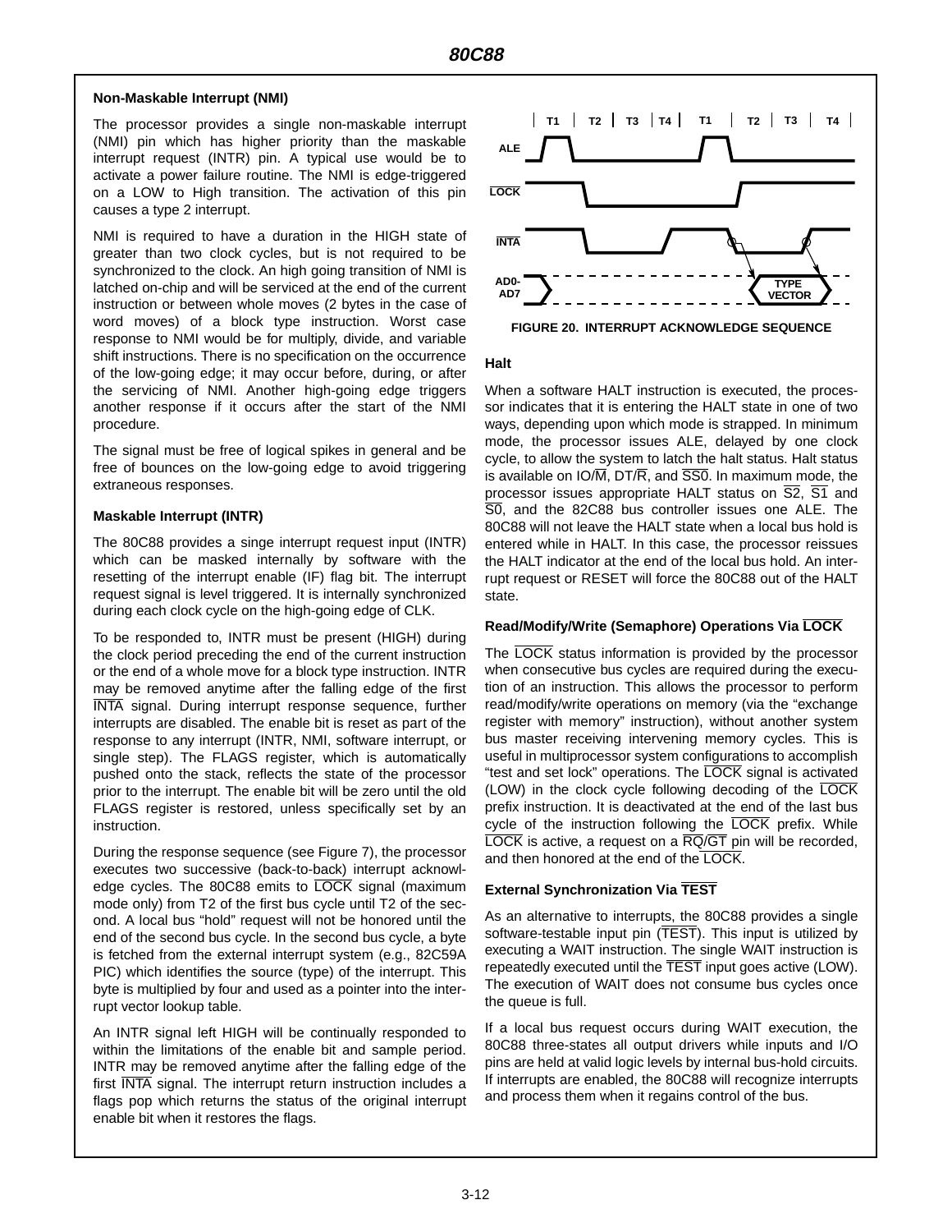### Non-Maskable Interrupt (NMI)

The processor provides a single non-maskable interrupt (NMI) pin which has higher priority than the maskable interrupt request (INTR) pin. A typical use would be to activate a power failure routine. The NMI is edge-triggered on a LOW to High transition. The activation of this pin causes a type 2 interrupt.

NMI is required to have a duration in the HIGH state of greater than two clock cycles, but is not required to be synchronized to the clock. An high going transition of NMI is latched on-chip and will be serviced at the end of the current instruction or between whole moves (2 bytes in the case of word moves) of a block type instruction. Worst case response to NMI would be for multiply, divide, and variable shift instructions. There is no specification on the occurrence of the low-going edge; it may occur before, during, or after the servicing of NMI. Another high-going edge triggers another response if it occurs after the start of the NMI procedure.

The signal must be free of logical spikes in general and be free of bounces on the low-going edge to avoid triggering extraneous responses.

### Maskable Interrupt (INTR)

The 80C88 provides a singe interrupt request input (INTR) which can be masked internally by software with the resetting of the interrupt enable (IF) flag bit. The interrupt request signal is level triggered. It is internally synchronized during each clock cycle on the high-going edge of CLK.

To be responded to, INTR must be present (HIGH) during the clock period preceding the end of the current instruction or the end of a whole move for a block type instruction. INTR may be removed anytime after the falling edge of the first $\overline{INTA}$ signal. During interrupt response sequence, further interrupts are disabled. The enable bit is reset as part of the response to any interrupt (INTR, NMI, software interrupt, or single step). The FLAGS register, which is automatically pushed onto the stack, reflects the state of the processor prior to the interrupt. The enable bit will be zero until the old FLAGS register is restored, unless specifically set by an instruction.

During the response sequence (see Figure 7), the processor executes two successive (back-to-back) interrupt acknowledge cycles. The 80C88 emits to $\overline{LOCK}$ signal (maximum mode only) from T2 of the first bus cycle until T2 of the second. A local bus "hold" request will not be honored until the end of the second bus cycle. In the second bus cycle, a byte is fetched from the external interrupt system (e.g., 82C59A PIC) which identifies the source (type) of the interrupt. This byte is multiplied by four and used as a pointer into the interrupt vector lookup table.

An INTR signal left HIGH will be continually responded to within the limitations of the enable bit and sample period. INTR may be removed anytime after the falling edge of the first $\overline{INTA}$ signal. The interrupt return instruction includes a flags pop which returns the status of the original interrupt enable bit when it restores the flags.

T1 T2 T3 T4 T1 T2 T3 T4

ALE

$\overline{LOCK}$

$\overline{INTA}$

AD0-AD7

TYPE VECTOR

FIGURE 20. INTERRUPT ACKNOWLEDGE SEQUENCE

### Halt

When a software HALT instruction is executed, the processor indicates that it is entering the HALT state in one of two ways, depending upon which mode is strapped. In minimum mode, the processor issues ALE, delayed by one clock cycle, to allow the system to latch the halt status. Halt status is available on IO/$\overline{M}$, DT/$\overline{R}$, and $\overline{SS0}$. In maximum mode, the processor issues appropriate HALT status on $\overline{S2}$, $\overline{S1}$ and $\overline{S0}$, and the 82C88 bus controller issues one ALE. The 80C88 will not leave the HALT state when a local bus hold is entered while in HALT. In this case, the processor reissues the HALT indicator at the end of the local bus hold. An interrupt request or RESET will force the 80C88 out of the HALT state.

### Read/Modify/Write (Semaphore) Operations Via $\overline{LOCK}$

The $\overline{LOCK}$ status information is provided by the processor when consecutive bus cycles are required during the execution of an instruction. This allows the processor to perform read/modify/write operations on memory (via the "exchange register with memory" instruction), without another system bus master receiving intervening memory cycles. This is useful in multiprocessor system configurations to accomplish "test and set lock" operations. The $\overline{LOCK}$ signal is activated (LOW) in the clock cycle following decoding of the $\overline{LOCK}$ prefix instruction. It is deactivated at the end of the last bus cycle of the instruction following the $\overline{LOCK}$ prefix. While $\overline{LOCK}$ is active, a request on a $\overline{RQ}/\overline{GT}$ pin will be recorded, and then honored at the end of the $\overline{LOCK}$.

### External Synchronization Via $\overline{TEST}$

As an alternative to interrupts, the 80C88 provides a single software-testable input pin ($\overline{TEST}$). This input is utilized by executing a WAIT instruction. The single WAIT instruction is repeatedly executed until the $\overline{TEST}$ input goes active (LOW). The execution of WAIT does not consume bus cycles once the queue is full.

If a local bus request occurs during WAIT execution, the 80C88 three-states all output drivers while inputs and I/O pins are held at valid logic levels by internal bus-hold circuits. If interrupts are enabled, the 80C88 will recognize interrupts and process them when it regains control of the bus.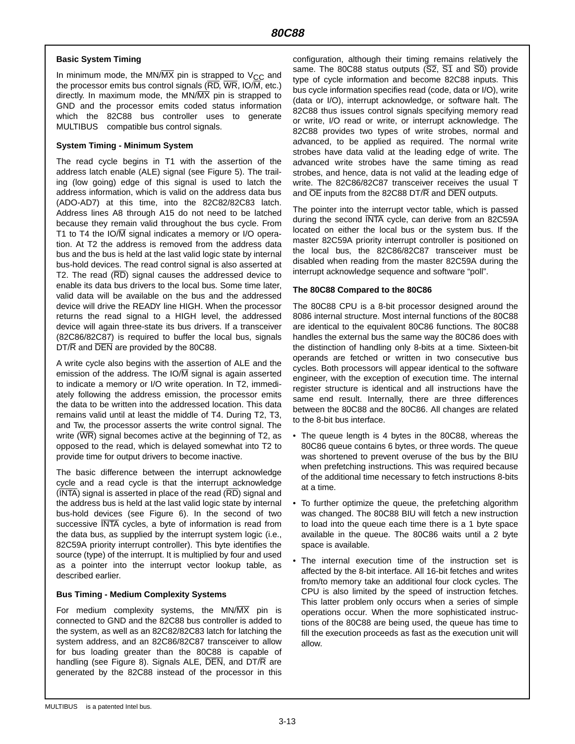### Basic System Timing

In minimum mode, the MN/$\overline{MX}$ pin is strapped to $V_{CC}$ and the processor emits bus control signals ($\overline{RD}$, $\overline{WR}$, IO/$\overline{M}$, etc.) directly. In maximum mode, the MN/$\overline{MX}$ pin is strapped to GND and the processor emits coded status information which the 82C88 bus controller uses to generate MULTIBUS compatible bus control signals.

### System Timing - Minimum System

The read cycle begins in T1 with the assertion of the address latch enable (ALE) signal (see Figure 5). The trailing (low going) edge of this signal is used to latch the address information, which is valid on the address data bus (ADO-AD7) at this time, into the 82C82/82C83 latch. Address lines A8 through A15 do not need to be latched because they remain valid throughout the bus cycle. From T1 to T4 the IO/$\overline{M}$ signal indicates a memory or I/O operation. At T2 the address is removed from the address data bus and the bus is held at the last valid logic state by internal bus-hold devices. The read control signal is also asserted at T2. The read ($\overline{RD}$) signal causes the addressed device to enable its data bus drivers to the local bus. Some time later, valid data will be available on the bus and the addressed device will drive the READY line HIGH. When the processor returns the read signal to a HIGH level, the addressed device will again three-state its bus drivers. If a transceiver (82C86/82C87) is required to buffer the local bus, signals DT/$\overline{R}$ and $\overline{DEN}$ are provided by the 80C88.

A write cycle also begins with the assertion of ALE and the emission of the address. The IO/$\overline{M}$ signal is again asserted to indicate a memory or I/O write operation. In T2, immediately following the address emission, the processor emits the data to be written into the addressed location. This data remains valid until at least the middle of T4. During T2, T3, and Tw, the processor asserts the write control signal. The write ($\overline{WR}$) signal becomes active at the beginning of T2, as opposed to the read, which is delayed somewhat into T2 to provide time for output drivers to become inactive.

The basic difference between the interrupt acknowledge cycle and a read cycle is that the interrupt acknowledge ($\overline{INTA}$) signal is asserted in place of the read ($\overline{RD}$) signal and the address bus is held at the last valid logic state by internal bus-hold devices (see Figure 6). In the second of two successive $\overline{INTA}$ cycles, a byte of information is read from the data bus, as supplied by the interrupt system logic (i.e., 82C59A priority interrupt controller). This byte identifies the source (type) of the interrupt. It is multiplied by four and used as a pointer into the interrupt vector lookup table, as described earlier.

### Bus Timing - Medium Complexity Systems

For medium complexity systems, the MN/$\overline{MX}$ pin is connected to GND and the 82C88 bus controller is added to the system, as well as an 82C82/82C83 latch for latching the system address, and an 82C86/82C87 transceiver to allow for bus loading greater than the 80C88 is capable of handling (see Figure 8). Signals ALE, $\overline{DEN}$, and DT/$\overline{R}$ are generated by the 82C88 instead of the processor in this configuration, although their timing remains relatively the same. The 80C88 status outputs ($\overline{S2}$, $\overline{S1}$ and $\overline{S0}$) provide type of cycle information and become 82C88 inputs. This bus cycle information specifies read (code, data or I/O), write (data or I/O), interrupt acknowledge, or software halt. The 82C88 thus issues control signals specifying memory read or write, I/O read or write, or interrupt acknowledge. The 82C88 provides two types of write strobes, normal and advanced, to be applied as required. The normal write strobes have data valid at the leading edge of write. The advanced write strobes have the same timing as read strobes, and hence, data is not valid at the leading edge of write. The 82C86/82C87 transceiver receives the usual T and $\overline{OE}$ inputs from the 82C88 DT/$\overline{R}$ and $\overline{DEN}$ outputs.

The pointer into the interrupt vector table, which is passed during the second $\overline{INTA}$ cycle, can derive from an 82C59A located on either the local bus or the system bus. If the master 82C59A priority interrupt controller is positioned on the local bus, the 82C86/82C87 transceiver must be disabled when reading from the master 82C59A during the interrupt acknowledge sequence and software "poll".

### The 80C88 Compared to the 80C86

The 80C88 CPU is a 8-bit processor designed around the 8086 internal structure. Most internal functions of the 80C88 are identical to the equivalent 80C86 functions. The 80C88 handles the external bus the same way the 80C86 does with the distinction of handling only 8-bits at a time. Sixteen-bit operands are fetched or written in two consecutive bus cycles. Both processors will appear identical to the software engineer, with the exception of execution time. The internal register structure is identical and all instructions have the same end result. Internally, there are three differences between the 80C88 and the 80C86. All changes are related to the 8-bit bus interface.

- The queue length is 4 bytes in the 80C88, whereas the 80C86 queue contains 6 bytes, or three words. The queue was shortened to prevent overuse of the bus by the BIU when prefetching instructions. This was required because of the additional time necessary to fetch instructions 8-bits at a time.
- To further optimize the queue, the prefetching algorithm was changed. The 80C88 BIU will fetch a new instruction to load into the queue each time there is a 1 byte space available in the queue. The 80C86 waits until a 2 byte space is available.
- The internal execution time of the instruction set is affected by the 8-bit interface. All 16-bit fetches and writes from/to memory take an additional four clock cycles. The CPU is also limited by the speed of instruction fetches. This latter problem only occurs when a series of simple operations occur. When the more sophisticated instructions of the 80C88 are being used, the queue has time to fill the execution proceeds as fast as the execution unit will allow.

MULTIBUS is a patented Intel bus.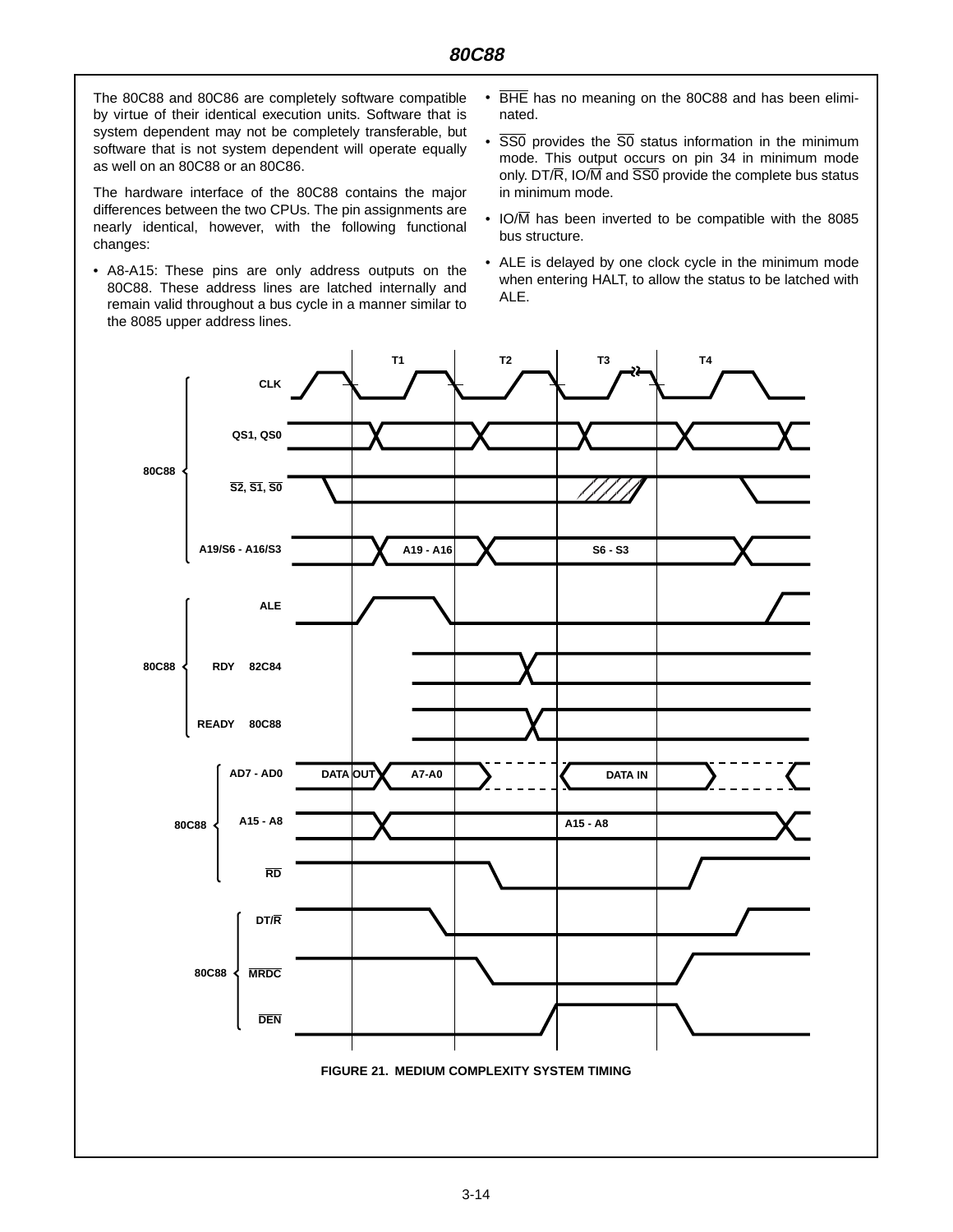The 80C88 and 80C86 are completely software compatible by virtue of their identical execution units. Software that is system dependent may not be completely transferable, but software that is not system dependent will operate equally as well on an 80C88 or an 80C86.

The hardware interface of the 80C88 contains the major differences between the two CPUs. The pin assignments are nearly identical, however, with the following functional changes:

- A8-A15: These pins are only address outputs on the 80C88. These address lines are latched internally and remain valid throughout a bus cycle in a manner similar to the 8085 upper address lines.
- $\overline{BHE}$ has no meaning on the 80C88 and has been eliminated.
- $\overline{SS0}$ provides the $\overline{S0}$ status information in the minimum mode. This output occurs on pin 34 in minimum mode only. DT/$\overline{R}$, IO/$\overline{M}$ and $\overline{SS0}$ provide the complete bus status in minimum mode.
- IO/$\overline{M}$ has been inverted to be compatible with the 8085 bus structure.
- ALE is delayed by one clock cycle in the minimum mode when entering HALT, to allow the status to be latched with ALE.

T1
T2
T3
T4
CLK
QS1, QS0
80C88
$\overline{S2}$, $\overline{S1}$, $\overline{S0}$
A19/S6 - A16/S3
A19 - A16
S6 - S3
ALE
80C88
RDY 82C84
READY 80C88
AD7 - AD0
DATA OUT
A7-A0
DATA IN
A15 - A8
80C88
A15 - A8
$\overline{RD}$
DT/$\overline{R}$
80C88
$\overline{MRDC}$
$\overline{DEN}$

FIGURE 21. MEDIUM COMPLEXITY SYSTEM TIMING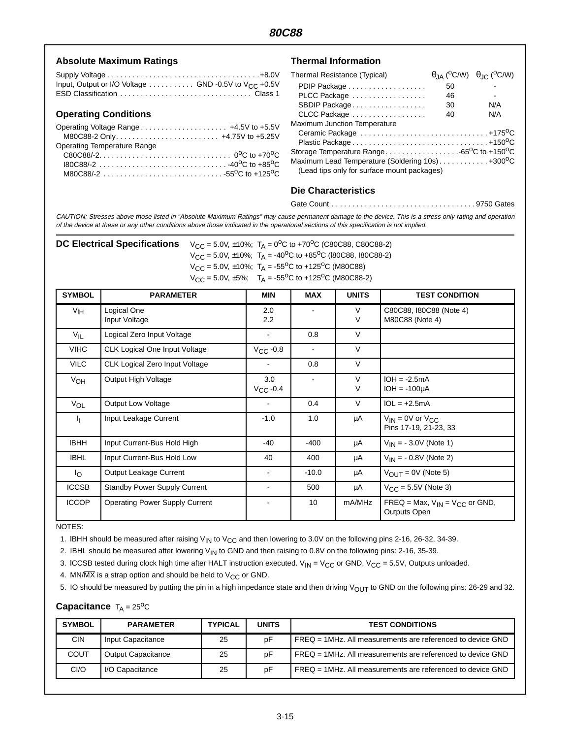## Absolute Maximum Ratings

Supply Voltage . . . . . . . . . . . . . . . . . . . . . . . . . . . . . . . . . . . . . +8.0V
Input, Output or I/O Voltage . . . . . . . . . . . GND -0.5V to $V_{CC}$ +0.5V
ESD Classification . . . . . . . . . . . . . . . . . . . . . . . . . . . . . . . . Class 1

## Operating Conditions

Operating Voltage Range . . . . . . . . . . . . . . . . . . . . . +4.5V to +5.5V
M80C88-2 Only. . . . . . . . . . . . . . . . . . . . . . . . . +4.75V to +5.25V
Operating Temperature Range
C80C88/-2. . . . . . . . . . . . . . . . . . . . . . . . . . . . . . . . $0^oC$ to $+70^oC$
I80C88/-2 . . . . . . . . . . . . . . . . . . . . . . . . . . . . . . . $-40^oC$ to $+85^oC$
M80C88/-2 . . . . . . . . . . . . . . . . . . . . . . . . . . . . . $-55^oC$ to $+125^oC$

## Thermal Information

| Thermal Resistance (Typical) | $\theta_{JA}$ ($^oC$/W) | $\theta_{JC}$ ($^oC$/W) |
|---|---|---|
| PDIP Package | 50 | - |
| PLCC Package | 46 | - |
| SBDIP Package | 30 | N/A |
| CLCC Package | 40 | N/A |

Maximum Junction Temperature
Ceramic Package . . . . . . . . . . . . . . . . . . . . . . . . . . . . . . $+175^oC$
Plastic Package . . . . . . . . . . . . . . . . . . . . . . . . . . . . . . . . $+150^oC$
Storage Temperature Range. . . . . . . . . . . . . . . . . . $-65^oC$ to $+150^oC$
Maximum Lead Temperature (Soldering 10s) . . . . . . . . . . . . $+300^oC$
(Lead tips only for surface mount packages)

## Die Characteristics

Gate Count . . . . . . . . . . . . . . . . . . . . . . . . . . . . . . . . . . . 9750 Gates

*CAUTION: Stresses above those listed in “Absolute Maximum Ratings” may cause permanent damage to the device. This is a stress only rating and operation of the device at these or any other conditions above those indicated in the operational sections of this specification is not implied.*

## DC Electrical Specifications

$V_{CC}$ = 5.0V, ±10%; $T_A$ = $0^oC$ to $+70^oC$ (C80C88, C80C88-2)
$V_{CC}$ = 5.0V, ±10%; $T_A$ = $-40^oC$ to $+85^oC$ (I80C88, I80C88-2)
$V_{CC}$ = 5.0V, ±10%; $T_A$ = $-55^oC$ to $+125^oC$ (M80C88)
$V_{CC}$ = 5.0V, ±5%; $T_A$ = $-55^oC$ to $+125^oC$ (M80C88-2)

| SYMBOL | PARAMETER | MIN | MAX | UNITS | TEST CONDITION |
|---|---|---|---|---|---|
| $V_{IH}$ | Logical One Input Voltage | 2.0<br>2.2 | - | V<br>V | C80C88, I80C88 (Note 4)<br>M80C88 (Note 4) |
| $V_{IL}$ | Logical Zero Input Voltage | - | 0.8 | V | |
| VIHC | CLK Logical One Input Voltage | $V_{CC}$ -0.8 | - | V | |
| VILC | CLK Logical Zero Input Voltage | - | 0.8 | V | |
| $V_{OH}$ | Output High Voltage | 3.0<br>$V_{CC}$ -0.4 | - | V<br>V | IOH = -2.5mA<br>IOH = -100μA |
| $V_{OL}$ | Output Low Voltage | - | 0.4 | V | IOL = +2.5mA |
| $I_I$ | Input Leakage Current | -1.0 | 1.0 | μA | $V_{IN}$ = 0V or $V_{CC}$<br>Pins 17-19, 21-23, 33 |
| IBHH | Input Current-Bus Hold High | -40 | -400 | μA | $V_{IN}$ = - 3.0V (Note 1) |
| IBHL | Input Current-Bus Hold Low | 40 | 400 | μA | $V_{IN}$ = - 0.8V (Note 2) |
| $I_O$ | Output Leakage Current | - | -10.0 | μA | $V_{OUT}$ = 0V (Note 5) |
| ICCSB | Standby Power Supply Current | - | 500 | μA | $V_{CC}$ = 5.5V (Note 3) |
| ICCOP | Operating Power Supply Current | - | 10 | mA/MHz | FREQ = Max, $V_{IN}$ = $V_{CC}$ or GND, Outputs Open |

NOTES:

1. IBHH should be measured after raising $V_{IN}$ to $V_{CC}$ and then lowering to 3.0V on the following pins 2-16, 26-32, 34-39.
2. IBHL should be measured after lowering $V_{IN}$ to GND and then raising to 0.8V on the following pins: 2-16, 35-39.
3. ICCSB tested during clock high time after HALT instruction executed. $V_{IN}$ = $V_{CC}$ or GND, $V_{CC}$ = 5.5V, Outputs unloaded.
4. MN/$\overline{MX}$ is a strap option and should be held to $V_{CC}$ or GND.
5. IO should be measured by putting the pin in a high impedance state and then driving $V_{OUT}$ to GND on the following pins: 26-29 and 32.

## Capacitance $T_A$ = $25^oC$

| SYMBOL | PARAMETER | TYPICAL | UNITS | TEST CONDITIONS |
|---|---|---|---|---|
| CIN | Input Capacitance | 25 | pF | FREQ = 1MHz. All measurements are referenced to device GND |
| COUT | Output Capacitance | 25 | pF | FREQ = 1MHz. All measurements are referenced to device GND |
| CI/O | I/O Capacitance | 25 | pF | FREQ = 1MHz. All measurements are referenced to device GND |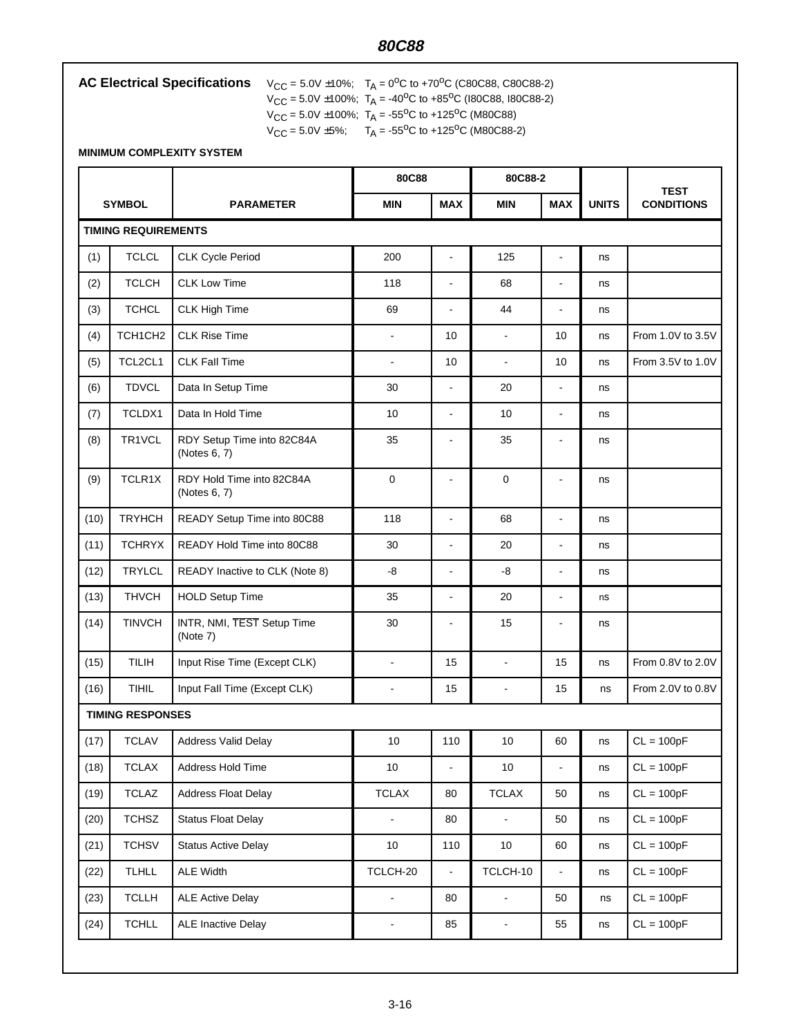## AC Electrical Specifications

$V_{CC}$ = 5.0V ±10%; $T_A$ = $0^oC$ to $+70^oC$ (C80C88, C80C88-2)
$V_{CC}$ = 5.0V ±100%; $T_A$ = $-40^oC$ to $+85^oC$ (I80C88, I80C88-2)
$V_{CC}$ = 5.0V ±100%; $T_A$ = $-55^oC$ to $+125^oC$ (M80C88)
$V_{CC}$ = 5.0V ±5%; $T_A$ = $-55^oC$ to $+125^oC$ (M80C88-2)

**MINIMUM COMPLEXITY SYSTEM**

| | SYMBOL | PARAMETER | 80C88 MIN | 80C88 MAX | 80C88-2 MIN | 80C88-2 MAX | UNITS | TEST CONDITIONS |
|---|---|---|---|---|---|---|---|---|
| **TIMING REQUIREMENTS** | | | | | | | | |
| (1) | TCLCL | CLK Cycle Period | 200 | - | 125 | - | ns | |
| (2) | TCLCH | CLK Low Time | 118 | - | 68 | - | ns | |
| (3) | TCHCL | CLK High Time | 69 | - | 44 | - | ns | |
| (4) | TCH1CH2 | CLK Rise Time | - | 10 | - | 10 | ns | From 1.0V to 3.5V |
| (5) | TCL2CL1 | CLK Fall Time | - | 10 | - | 10 | ns | From 3.5V to 1.0V |
| (6) | TDVCL | Data In Setup Time | 30 | - | 20 | - | ns | |
| (7) | TCLDX1 | Data In Hold Time | 10 | - | 10 | - | ns | |
| (8) | TR1VCL | RDY Setup Time into 82C84A (Notes 6, 7) | 35 | - | 35 | - | ns | |
| (9) | TCLR1X | RDY Hold Time into 82C84A (Notes 6, 7) | 0 | - | 0 | - | ns | |
| (10) | TRYHCH | READY Setup Time into 80C88 | 118 | - | 68 | - | ns | |
| (11) | TCHRYX | READY Hold Time into 80C88 | 30 | - | 20 | - | ns | |
| (12) | TRYLCL | READY Inactive to CLK (Note 8) | -8 | - | -8 | - | ns | |
| (13) | THVCH | HOLD Setup Time | 35 | - | 20 | - | ns | |
| (14) | TINVCH | INTR, NMI, $\overline{TEST}$ Setup Time (Note 7) | 30 | - | 15 | - | ns | |
| (15) | TILIH | Input Rise Time (Except CLK) | - | 15 | - | 15 | ns | From 0.8V to 2.0V |
| (16) | TIHIL | Input Fall Time (Except CLK) | - | 15 | - | 15 | ns | From 2.0V to 0.8V |
| **TIMING RESPONSES** | | | | | | | | |
| (17) | TCLAV | Address Valid Delay | 10 | 110 | 10 | 60 | ns | CL = 100pF |
| (18) | TCLAX | Address Hold Time | 10 | - | 10 | - | ns | CL = 100pF |
| (19) | TCLAZ | Address Float Delay | TCLAX | 80 | TCLAX | 50 | ns | CL = 100pF |
| (20) | TCHSZ | Status Float Delay | - | 80 | - | 50 | ns | CL = 100pF |
| (21) | TCHSV | Status Active Delay | 10 | 110 | 10 | 60 | ns | CL = 100pF |
| (22) | TLHLL | ALE Width | TCLCH-20 | - | TCLCH-10 | - | ns | CL = 100pF |
| (23) | TCLLH | ALE Active Delay | - | 80 | - | 50 | ns | CL = 100pF |
| (24) | TCHLL | ALE Inactive Delay | - | 85 | - | 55 | ns | CL = 100pF |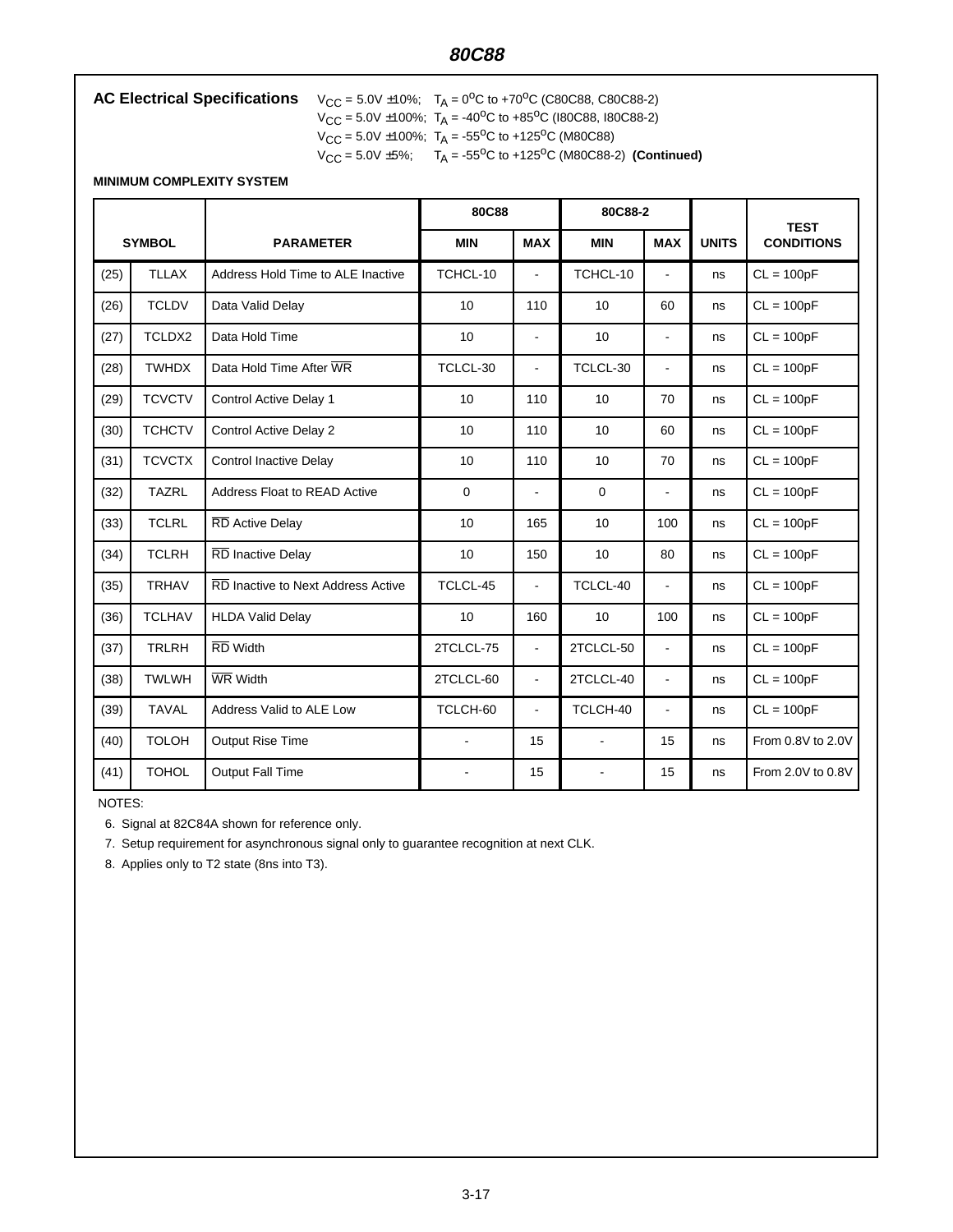**AC Electrical Specifications** $V_{CC}$ = 5.0V ±10%; $T_A$ = $0^oC$ to $+70^oC$ (C80C88, C80C88-2)
$V_{CC}$ = 5.0V ±100%; $T_A$ = $-40^oC$ to $+85^oC$ (I80C88, I80C88-2)
$V_{CC}$ = 5.0V ±100%; $T_A$ = $-55^oC$ to $+125^oC$ (M80C88)
$V_{CC}$ = 5.0V ±5%; $T_A$ = $-55^oC$ to $+125^oC$ (M80C88-2) **(Continued)**

**MINIMUM COMPLEXITY SYSTEM**

| SYMBOL | | PARAMETER | 80C88 | | 80C88-2 | | UNITS | TEST CONDITIONS |
|---|---|---|---|---|---|---|---|---|
| | | | MIN | MAX | MIN | MAX | | |
| (25) | TLLAX | Address Hold Time to ALE Inactive | TCHCL-10 | - | TCHCL-10 | - | ns | CL = 100pF |
| (26) | TCLDV | Data Valid Delay | 10 | 110 | 10 | 60 | ns | CL = 100pF |
| (27) | TCLDX2 | Data Hold Time | 10 | - | 10 | - | ns | CL = 100pF |
| (28) | TWHDX | Data Hold Time After $\overline{WR}$ | TCLCL-30 | - | TCLCL-30 | - | ns | CL = 100pF |
| (29) | TCVCTV | Control Active Delay 1 | 10 | 110 | 10 | 70 | ns | CL = 100pF |
| (30) | TCHCTV | Control Active Delay 2 | 10 | 110 | 10 | 60 | ns | CL = 100pF |
| (31) | TCVCTX | Control Inactive Delay | 10 | 110 | 10 | 70 | ns | CL = 100pF |
| (32) | TAZRL | Address Float to READ Active | 0 | - | 0 | - | ns | CL = 100pF |
| (33) | TCLRL | $\overline{RD}$ Active Delay | 10 | 165 | 10 | 100 | ns | CL = 100pF |
| (34) | TCLRH | $\overline{RD}$ Inactive Delay | 10 | 150 | 10 | 80 | ns | CL = 100pF |
| (35) | TRHAV | $\overline{RD}$ Inactive to Next Address Active | TCLCL-45 | - | TCLCL-40 | - | ns | CL = 100pF |
| (36) | TCLHAV | HLDA Valid Delay | 10 | 160 | 10 | 100 | ns | CL = 100pF |
| (37) | TRLRH | $\overline{RD}$ Width | 2TCLCL-75 | - | 2TCLCL-50 | - | ns | CL = 100pF |
| (38) | TWLWH | $\overline{WR}$ Width | 2TCLCL-60 | - | 2TCLCL-40 | - | ns | CL = 100pF |
| (39) | TAVAL | Address Valid to ALE Low | TCLCH-60 | - | TCLCH-40 | - | ns | CL = 100pF |
| (40) | TOLOH | Output Rise Time | - | 15 | - | 15 | ns | From 0.8V to 2.0V |
| (41) | TOHOL | Output Fall Time | - | 15 | - | 15 | ns | From 2.0V to 0.8V |

NOTES:

6. Signal at 82C84A shown for reference only.
7. Setup requirement for asynchronous signal only to guarantee recognition at next CLK.
8. Applies only to T2 state (8ns into T3).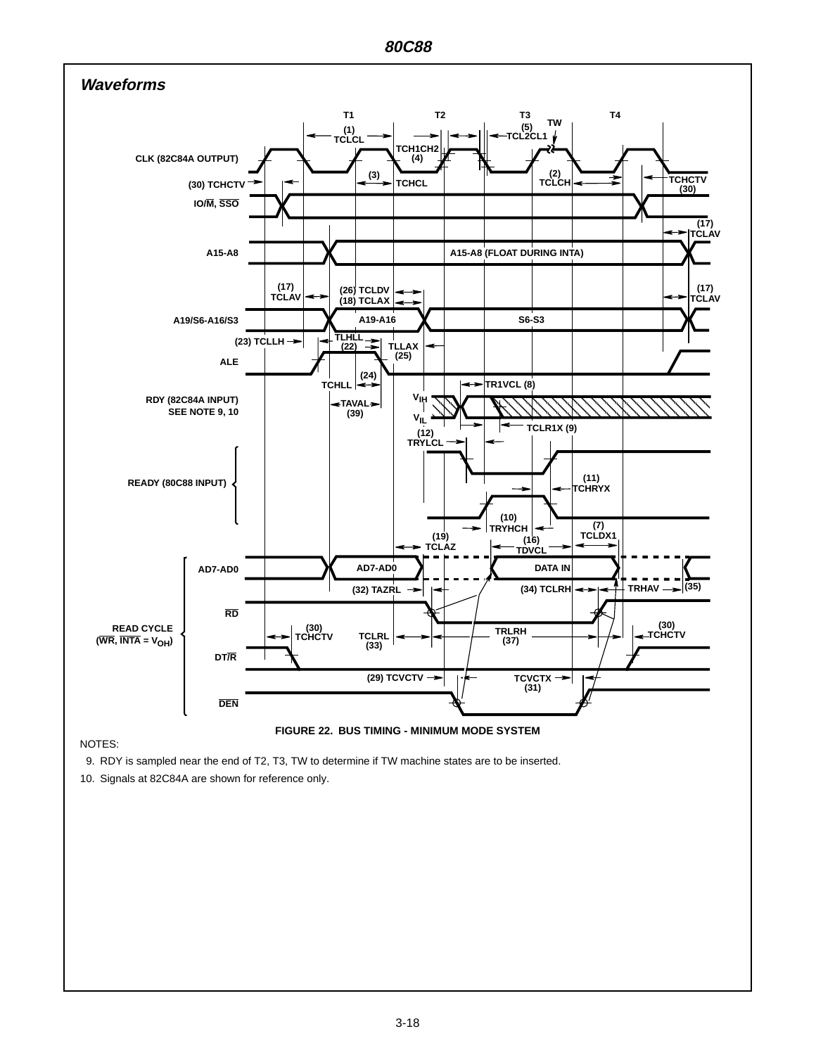## Waveforms

T1
T2
T3
TW
T4
(1)
TCLCL
TCH1CH2
(4)
(5)
TCL2CL1
CLK (82C84A OUTPUT)
(3)
TCHCL
(2)
TCLCH
TCHCTV
(30)
(30) TCHCTV
IO/M, SSO
(17)
TCLAV
A15-A8
A15-A8 (FLOAT DURING INTA)
(17)
TCLAV
(26) TCLDV
(18) TCLAX
(17)
TCLAV
A19/S6-A16/S3
A19-A16
S6-S3
(23) TCLLH
TLHLL
(22)
TLLAX
(25)
ALE
(24)
TCHLL
TR1VCL (8)
RDY (82C84A INPUT)
SEE NOTE 9, 10
TAVAL
(39)
$V_{IH}$
$V_{IL}$
TCLR1X (9)
(12)
TRYLCL
READY (80C88 INPUT)
(11)
TCHRYX
(10)
TRYHCH
(7)
TCLDX1
(19)
TCLAZ
(16)
TDVCL
AD7-AD0
AD7-AD0
DATA IN
(32) TAZRL
(34) TCLRH
TRHAV
(35)
RD
READ CYCLE
($\overline{WR}$, $\overline{INTA}$ = $V_{OH}$)
(30)
TCHCTV
TCLRL
(33)
TRLRH
(37)
(30)
TCHCTV
DT/R
(29) TCVCTV
TCVCTX
(31)
DEN

FIGURE 22. BUS TIMING - MINIMUM MODE SYSTEM

NOTES:

9. RDY is sampled near the end of T2, T3, TW to determine if TW machine states are to be inserted.
10. Signals at 82C84A are shown for reference only.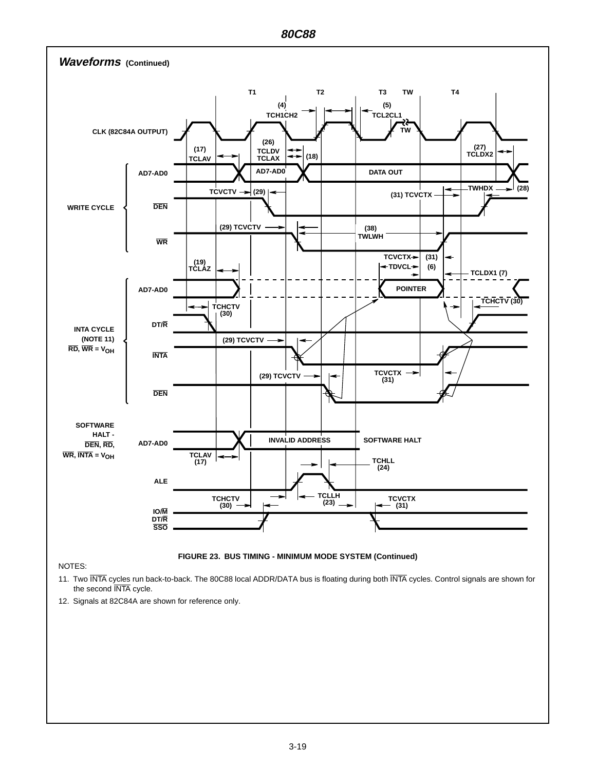## Waveforms (Continued)

T1
T2
T3
TW
T4
(4)
TCH1CH2
(5)
TCL2CL1
TW
CLK (82C84A OUTPUT)
(17)
TCLAV
(26)
TCLDV
TCLAX
(18)
(27)
TCLDX2
AD7-AD0
AD7-AD0
DATA OUT
TCVCTV
(29)
TWHDX
(28)
(31) TCVCTX
WRITE CYCLE
DEN
(29) TCVCTV
(38)
TWLWH
WR
TCVCTX
(31)
(19)
TCLAZ
TDVCL
(6)
TCLDX1 (7)
AD7-AD0
POINTER
TCHCTV
(30)
TCHCTV (30)
DT/R
INTA CYCLE
(NOTE 11)
RD, WR = $V_{OH}$
(29) TCVCTV
INTA
(29) TCVCTV
TCVCTX
(31)
DEN
SOFTWARE
HALT -
DEN, RD,
WR, INTA = $V_{OH}$
AD7-AD0
INVALID ADDRESS
SOFTWARE HALT
TCLAV
(17)
TCHLL
(24)
ALE
TCHCTV
(30)
TCLLH
(23)
TCVCTX
(31)
IO/M
DT/R
SSO

FIGURE 23. BUS TIMING - MINIMUM MODE SYSTEM (Continued)

NOTES:

11. Two INTA cycles run back-to-back. The 80C88 local ADDR/DATA bus is floating during both INTA cycles. Control signals are shown for the second INTA cycle.
12. Signals at 82C84A are shown for reference only.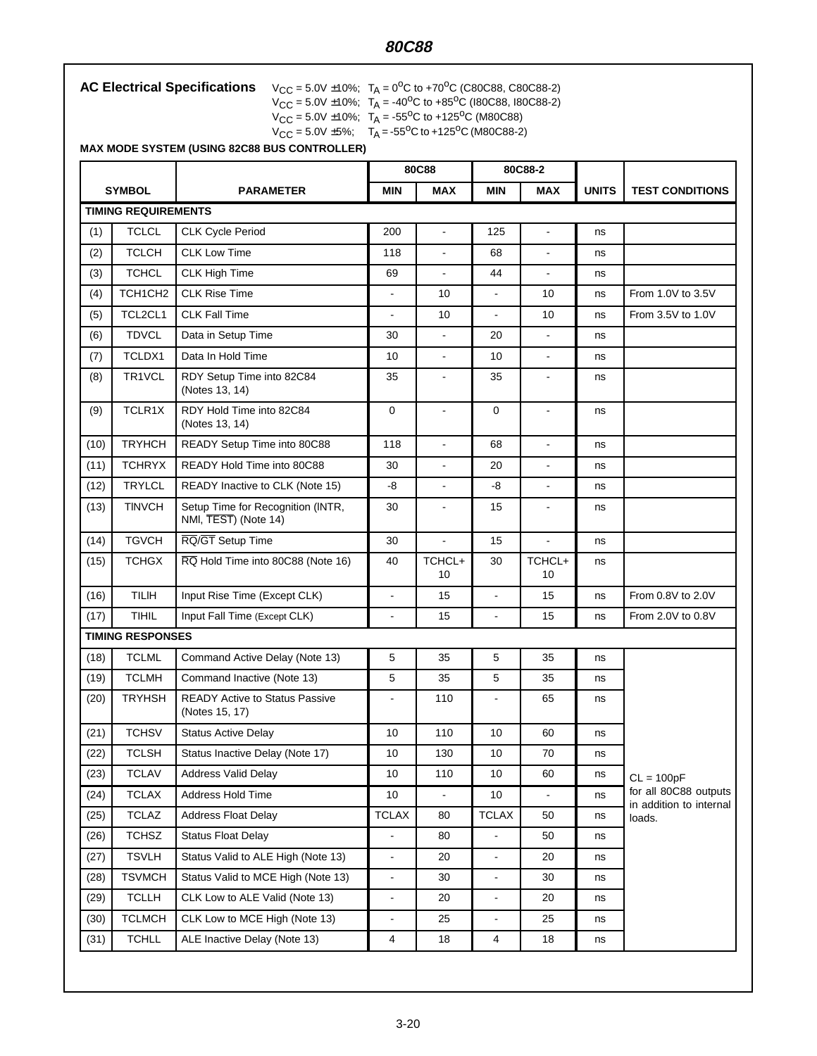**AC Electrical Specifications** $V_{CC}$ = 5.0V ±10%; $T_A$ = $0^oC$ to $+70^oC$ (C80C88, C80C88-2)
$V_{CC}$ = 5.0V ±10%; $T_A$ = $-40^oC$ to $+85^oC$ (I80C88, I80C88-2)
$V_{CC}$ = 5.0V ±10%; $T_A$ = $-55^oC$ to $+125^oC$ (M80C88)
$V_{CC}$ = 5.0V ±5%; $T_A$ = $-55^oC$ to $+125^oC$ (M80C88-2)

**MAX MODE SYSTEM (USING 82C88 BUS CONTROLLER)**

| SYMBOL | | PARAMETER | 80C88 MIN | 80C88 MAX | 80C88-2 MIN | 80C88-2 MAX | UNITS | TEST CONDITIONS |
|---|---|---|---|---|---|---|---|---|
| **TIMING REQUIREMENTS** | | | | | | | | |
| (1) | TCLCL | CLK Cycle Period | 200 | - | 125 | - | ns | |
| (2) | TCLCH | CLK Low Time | 118 | - | 68 | - | ns | |
| (3) | TCHCL | CLK High Time | 69 | - | 44 | - | ns | |
| (4) | TCH1CH2 | CLK Rise Time | - | 10 | - | 10 | ns | From 1.0V to 3.5V |
| (5) | TCL2CL1 | CLK Fall Time | - | 10 | - | 10 | ns | From 3.5V to 1.0V |
| (6) | TDVCL | Data in Setup Time | 30 | - | 20 | - | ns | |
| (7) | TCLDX1 | Data In Hold Time | 10 | - | 10 | - | ns | |
| (8) | TR1VCL | RDY Setup Time into 82C84 (Notes 13, 14) | 35 | - | 35 | - | ns | |
| (9) | TCLR1X | RDY Hold Time into 82C84 (Notes 13, 14) | 0 | - | 0 | - | ns | |
| (10) | TRYHCH | READY Setup Time into 80C88 | 118 | - | 68 | - | ns | |
| (11) | TCHRYX | READY Hold Time into 80C88 | 30 | - | 20 | - | ns | |
| (12) | TRYLCL | READY Inactive to CLK (Note 15) | -8 | - | -8 | - | ns | |
| (13) | TINVCH | Setup Time for Recognition (INTR, NMI, $\overline{TEST}$) (Note 14) | 30 | - | 15 | - | ns | |
| (14) | TGVCH | $\overline{RQ}/\overline{GT}$ Setup Time | 30 | - | 15 | - | ns | |
| (15) | TCHGX | $\overline{RQ}$ Hold Time into 80C88 (Note 16) | 40 | TCHCL+ 10 | 30 | TCHCL+ 10 | ns | |
| (16) | TILIH | Input Rise Time (Except CLK) | - | 15 | - | 15 | ns | From 0.8V to 2.0V |
| (17) | TIHIL | Input Fall Time (Except CLK) | - | 15 | - | 15 | ns | From 2.0V to 0.8V |
| **TIMING RESPONSES** | | | | | | | | |
| (18) | TCLML | Command Active Delay (Note 13) | 5 | 35 | 5 | 35 | ns | CL = 100pF for all 80C88 outputs in addition to internal loads. |
| (19) | TCLMH | Command Inactive (Note 13) | 5 | 35 | 5 | 35 | ns | |
| (20) | TRYHSH | READY Active to Status Passive (Notes 15, 17) | - | 110 | - | 65 | ns | |
| (21) | TCHSV | Status Active Delay | 10 | 110 | 10 | 60 | ns | |
| (22) | TCLSH | Status Inactive Delay (Note 17) | 10 | 130 | 10 | 70 | ns | |
| (23) | TCLAV | Address Valid Delay | 10 | 110 | 10 | 60 | ns | |
| (24) | TCLAX | Address Hold Time | 10 | - | 10 | - | ns | |
| (25) | TCLAZ | Address Float Delay | TCLAX | 80 | TCLAX | 50 | ns | |
| (26) | TCHSZ | Status Float Delay | - | 80 | - | 50 | ns | |
| (27) | TSVLH | Status Valid to ALE High (Note 13) | - | 20 | - | 20 | ns | |
| (28) | TSVMCH | Status Valid to MCE High (Note 13) | - | 30 | - | 30 | ns | |
| (29) | TCLLH | CLK Low to ALE Valid (Note 13) | - | 20 | - | 20 | ns | |
| (30) | TCLMCH | CLK Low to MCE High (Note 13) | - | 25 | - | 25 | ns | |
| (31) | TCHLL | ALE Inactive Delay (Note 13) | 4 | 18 | 4 | 18 | ns | |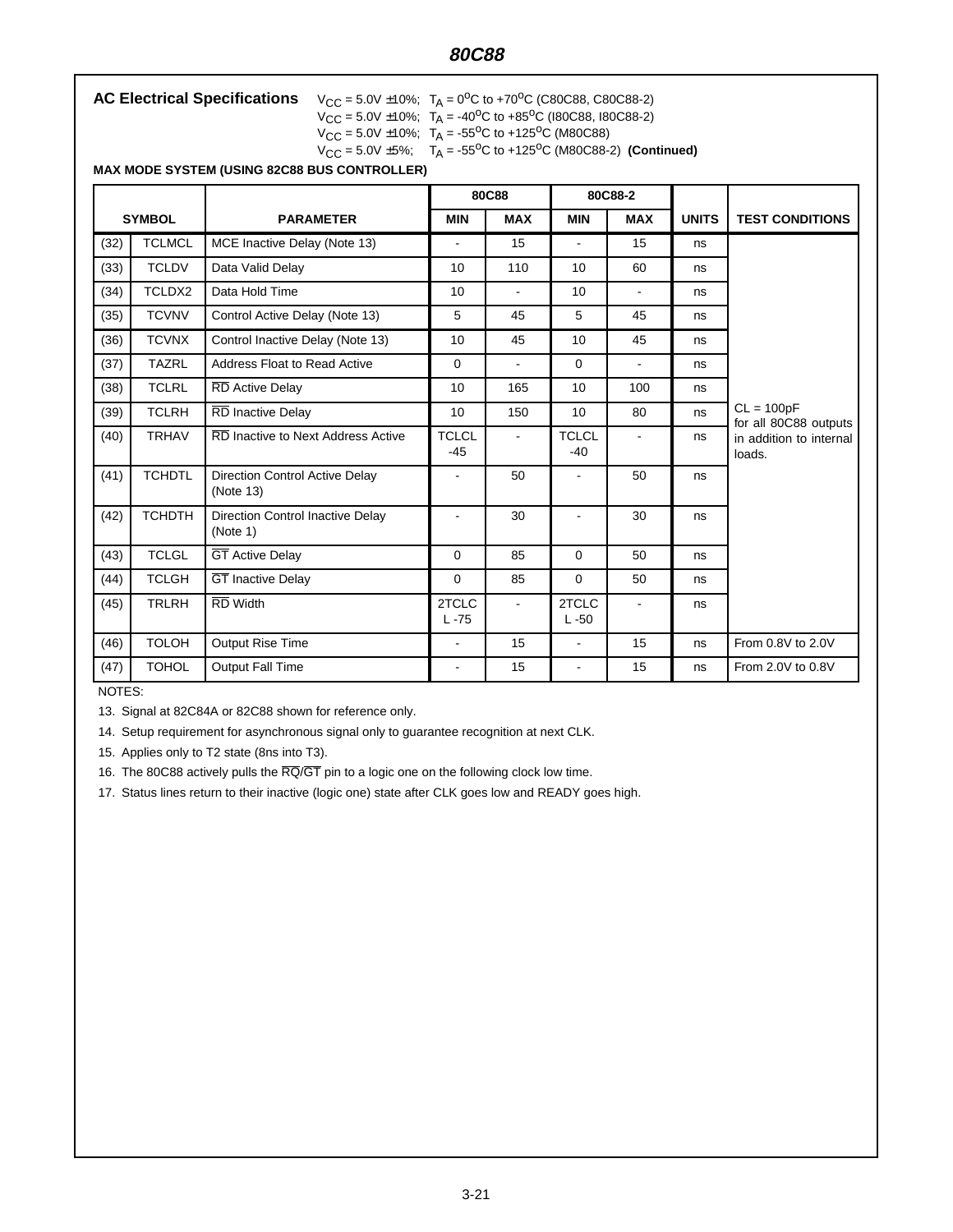**AC Electrical Specifications** $V_{CC}$ = 5.0V ±10%; $T_A$ = $0^oC$ to $+70^oC$ (C80C88, C80C88-2)
$V_{CC}$ = 5.0V ±10%; $T_A$ = $-40^oC$ to $+85^oC$ (I80C88, I80C88-2)
$V_{CC}$ = 5.0V ±10%; $T_A$ = $-55^oC$ to $+125^oC$ (M80C88)
$V_{CC}$ = 5.0V ±5%; $T_A$ = $-55^oC$ to $+125^oC$ (M80C88-2) **(Continued)**

**MAX MODE SYSTEM (USING 82C88 BUS CONTROLLER)**

| SYMBOL | | PARAMETER | 80C88 MIN | 80C88 MAX | 80C88-2 MIN | 80C88-2 MAX | UNITS | TEST CONDITIONS |
|---|---|---|---|---|---|---|---|---|
| (32) | TCLMCL | MCE Inactive Delay (Note 13) | - | 15 | - | 15 | ns | CL = 100pF for all 80C88 outputs in addition to internal loads. |
| (33) | TCLDV | Data Valid Delay | 10 | 110 | 10 | 60 | ns | |
| (34) | TCLDX2 | Data Hold Time | 10 | - | 10 | - | ns | |
| (35) | TCVNV | Control Active Delay (Note 13) | 5 | 45 | 5 | 45 | ns | |
| (36) | TCVNX | Control Inactive Delay (Note 13) | 10 | 45 | 10 | 45 | ns | |
| (37) | TAZRL | Address Float to Read Active | 0 | - | 0 | - | ns | |
| (38) | TCLRL | $\overline{RD}$ Active Delay | 10 | 165 | 10 | 100 | ns | |
| (39) | TCLRH | $\overline{RD}$ Inactive Delay | 10 | 150 | 10 | 80 | ns | |
| (40) | TRHAV | $\overline{RD}$ Inactive to Next Address Active | TCLCL -45 | - | TCLCL -40 | - | ns | |
| (41) | TCHDTL | Direction Control Active Delay (Note 13) | - | 50 | - | 50 | ns | |
| (42) | TCHDTH | Direction Control Inactive Delay (Note 1) | - | 30 | - | 30 | ns | |
| (43) | TCLGL | $\overline{GT}$ Active Delay | 0 | 85 | 0 | 50 | ns | |
| (44) | TCLGH | $\overline{GT}$ Inactive Delay | 0 | 85 | 0 | 50 | ns | |
| (45) | TRLRH | $\overline{RD}$ Width | 2TCLCL -75 | - | 2TCLCL -50 | - | ns | |
| (46) | TOLOH | Output Rise Time | - | 15 | - | 15 | ns | From 0.8V to 2.0V |
| (47) | TOHOL | Output Fall Time | - | 15 | - | 15 | ns | From 2.0V to 0.8V |

NOTES:

13. Signal at 82C84A or 82C88 shown for reference only.
14. Setup requirement for asynchronous signal only to guarantee recognition at next CLK.
15. Applies only to T2 state (8ns into T3).
16. The 80C88 actively pulls the $\overline{RQ}/\overline{GT}$ pin to a logic one on the following clock low time.
17. Status lines return to their inactive (logic one) state after CLK goes low and READY goes high.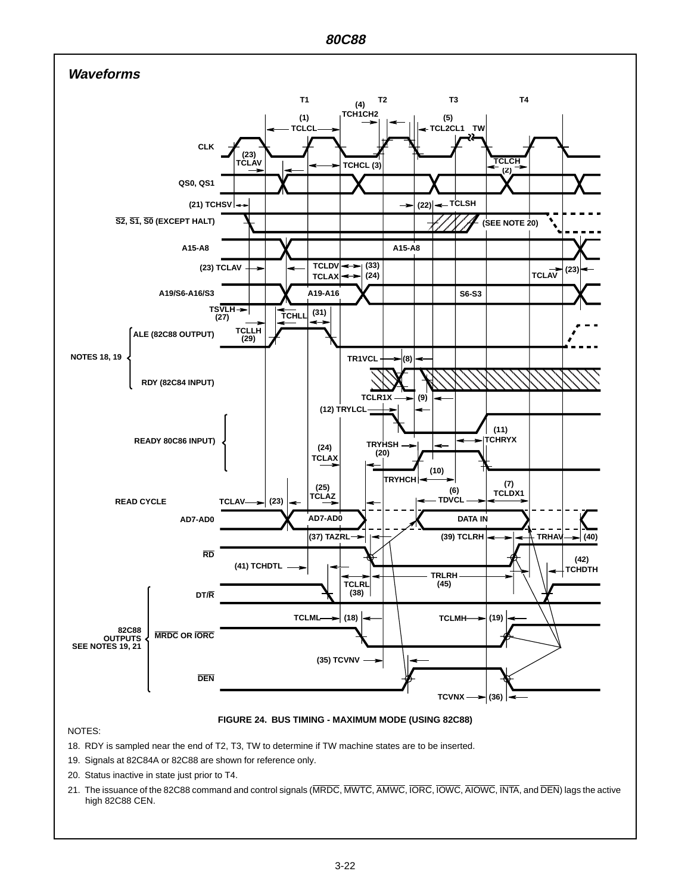## Waveforms

T1
T2
T3
T4
(1) TCLCL
(4) TCH1CH2
(5) TCL2CL1
TW
CLK
(23) TCLAV
TCHCL (3)
TCLCH (2)
QS0, QS1
(21) TCHSV
(22)
TCLSH
$\overline{S2}$, $\overline{S1}$, $\overline{S0}$ (EXCEPT HALT)
(SEE NOTE 20)
A15-A8
A15-A8
(23) TCLAV
TCLDV (33)
TCLAX (24)
TCLAV (23)
A19/S6-A16/S3
A19-A16
S6-S3
TSVLH (27)
TCHLL (31)
TCLLH (29)
NOTES 18, 19
ALE (82C88 OUTPUT)
TR1VCL (8)
RDY (82C84 INPUT)
TCLR1X (9)
(12) TRYLCL
(11) TCHRYX
READY 80C86 INPUT)
TRYHSH (20)
(24) TCLAX
(10) TRYHCH
(25) TCLAZ
(6) TDVCL
(7) TCLDX1
READ CYCLE
TCLAV (23)
AD7-AD0
AD7-AD0
DATA IN
(37) TAZRL
(39) TCLRH
TRHAV (40)
$\overline{RD}$
(41) TCHDTL
(42) TCHDTH
TRLRH (45)
TCLRL (38)
DT/$\overline{R}$
82C88 OUTPUTS SEE NOTES 19, 21
TCLML (18)
TCLMH (19)
$\overline{MRDC}$ OR $\overline{IORC}$
(35) TCVNV
$\overline{DEN}$
TCVNX (36)

**FIGURE 24. BUS TIMING - MAXIMUM MODE (USING 82C88)**

NOTES:

18. RDY is sampled near the end of T2, T3, TW to determine if TW machine states are to be inserted.
19. Signals at 82C84A or 82C88 are shown for reference only.
20. Status inactive in state just prior to T4.
21. The issuance of the 82C88 command and control signals ($\overline{MRDC}$, $\overline{MWTC}$, $\overline{AMWC}$, $\overline{IORC}$, $\overline{IOWC}$, $\overline{AIOWC}$, $\overline{INTA}$, and $\overline{DEN}$) lags the active high 82C88 CEN.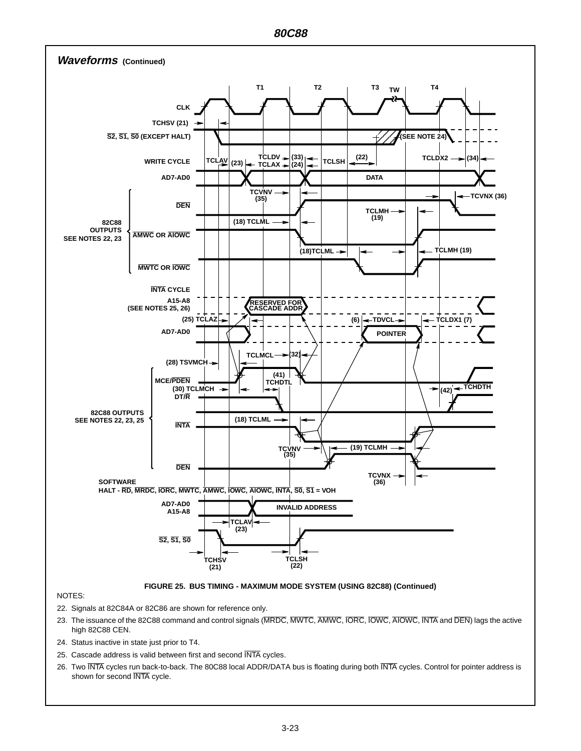## *Waveforms* (Continued)

T1
T2
T3
TW
T4
CLK
TCHSV (21)
S2, S1, S0 (EXCEPT HALT)
(SEE NOTE 24)
WRITE CYCLE
TCLAV
(23)
TCLDV
TCLAX
(33)
(24)
TCLSH
(22)
TCLDX2
(34)
AD7-AD0
DATA
TCVNV
(35)
TCVNX (36)
82C88 OUTPUTS SEE NOTES 22, 23
DEN
TCLMH
(19)
(18) TCLML
AMWC OR AIOWC
(18)TCLML
TCLMH (19)
MWTC OR IOWC
INTA CYCLE
A15-A8
(SEE NOTES 25, 26)
RESERVED FOR CASCADE ADDR
(25) TCLAZ
(6)
TDVCL
TCLDX1 (7)
AD7-AD0
POINTER
TCLMCL
(32)
(28) TSVMCH
MCE/PDEN
(41)
TCHDTL
(30) TCLMCH
(42)
TCHDTH
DT/R
82C88 OUTPUTS SEE NOTES 22, 23, 25
(18) TCLML
INTA
TCVNV
(35)
(19) TCLMH
DEN
TCVNX
(36)
SOFTWARE
HALT - RD, MRDC, IORC, MWTC, AMWC, IOWC, AIOWC, INTA, S0, S1 = VOH
AD7-AD0
A15-A8
INVALID ADDRESS
TCLAV
(23)
S2, S1, S0
TCHSV
(21)
TCLSH
(22)

**FIGURE 25. BUS TIMING - MAXIMUM MODE SYSTEM (USING 82C88) (Continued)**

NOTES:

22. Signals at 82C84A or 82C86 are shown for reference only.
23. The issuance of the 82C88 command and control signals (MRDC, MWTC, AMWC, IORC, IOWC, AIOWC, INTA and DEN) lags the active high 82C88 CEN.
24. Status inactive in state just prior to T4.
25. Cascade address is valid between first and second INTA cycles.
26. Two INTA cycles run back-to-back. The 80C88 local ADDR/DATA bus is floating during both INTA cycles. Control for pointer address is shown for second INTA cycle.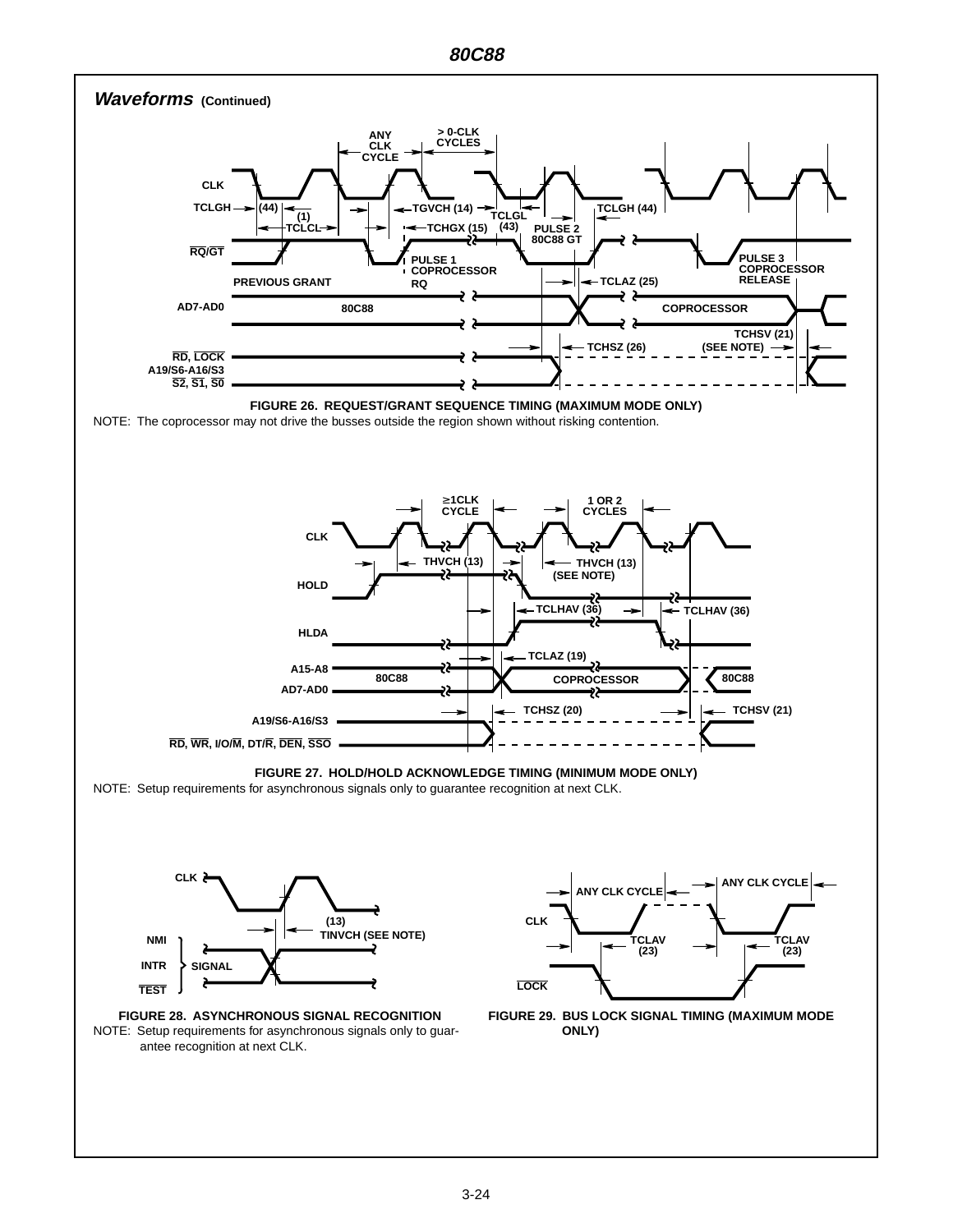## Waveforms (Continued)

ANY CLK CYCLE

> 0-CLK CYCLES

CLK

TCLGH (44)

(1) TCLCL

TGVCH (14)

TCHGX (15)

TCLGL (43)

TCLGH (44)

PULSE 2 80C88 GT

RQ/GT

PULSE 1 COPROCESSOR RQ

PULSE 3 COPROCESSOR RELEASE

PREVIOUS GRANT

TCLAZ (25)

AD7-AD0

80C88

COPROCESSOR

TCHSV (21)

TCHSZ (26)

(SEE NOTE)

RD, LOCK

A19/S6-A16/S3

S2, S1, S0

FIGURE 26. REQUEST/GRANT SEQUENCE TIMING (MAXIMUM MODE ONLY)

NOTE: The coprocessor may not drive the busses outside the region shown without risking contention.

≥1CLK CYCLE

1 OR 2 CYCLES

CLK

THVCH (13)

THVCH (13)

(SEE NOTE)

HOLD

TCLHAV (36)

TCLHAV (36)

HLDA

TCLAZ (19)

A15-A8

80C88

COPROCESSOR

80C88

AD7-AD0

TCHSZ (20)

TCHSV (21)

A19/S6-A16/S3

RD, WR, I/O/M, DT/R, DEN, SSO

FIGURE 27. HOLD/HOLD ACKNOWLEDGE TIMING (MINIMUM MODE ONLY)

NOTE: Setup requirements for asynchronous signals only to guarantee recognition at next CLK.

CLK

(13)

TINVCH (SEE NOTE)

NMI

INTR

SIGNAL

TEST

FIGURE 28. ASYNCHRONOUS SIGNAL RECOGNITION

NOTE: Setup requirements for asynchronous signals only to guarantee recognition at next CLK.

ANY CLK CYCLE

ANY CLK CYCLE

CLK

TCLAV (23)

TCLAV (23)

LOCK

FIGURE 29. BUS LOCK SIGNAL TIMING (MAXIMUM MODE ONLY)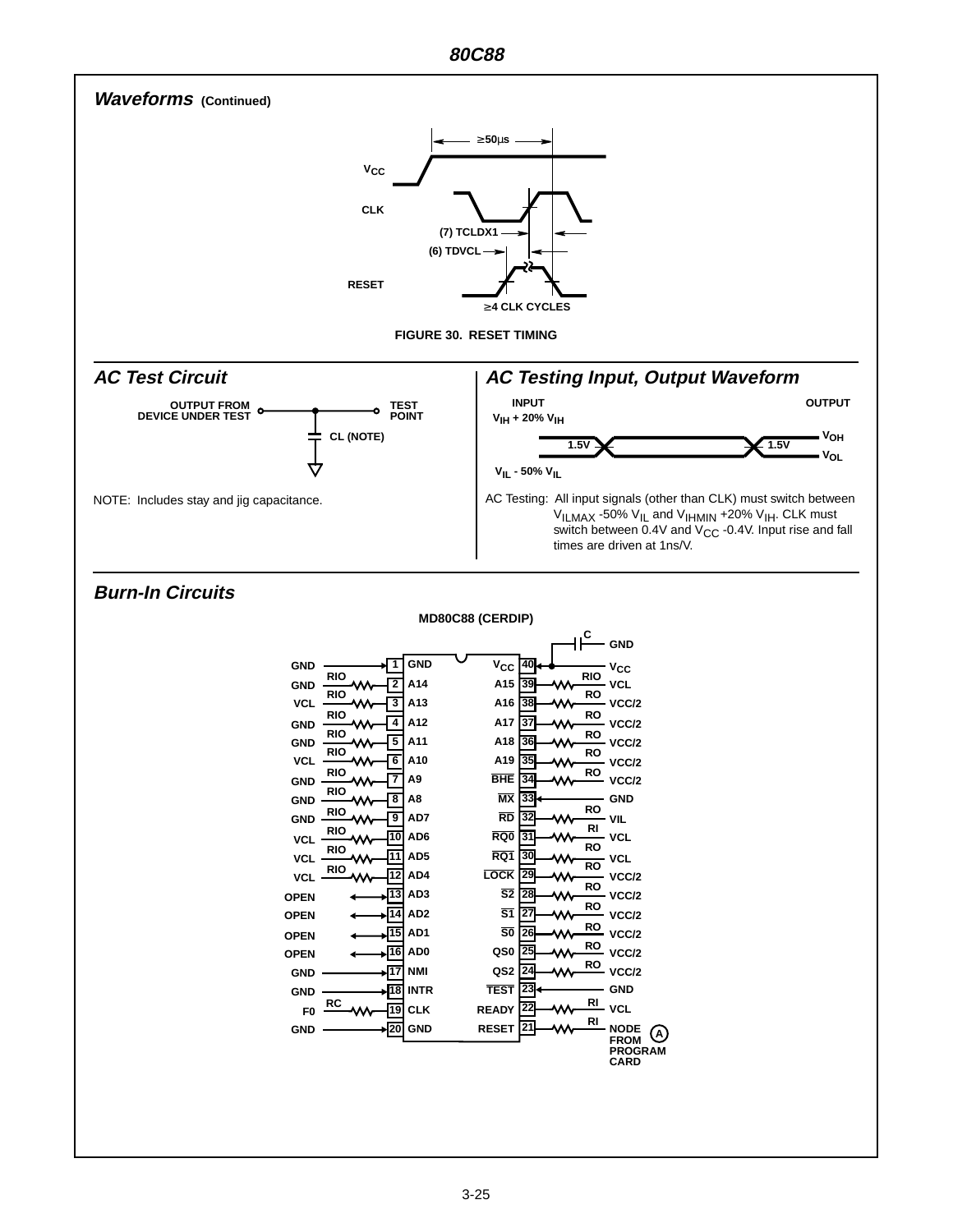## Waveforms (Continued)

≥50µs

VCC

CLK

(7) TCLDX1

(6) TDVCL

RESET

≥4 CLK CYCLES

**FIGURE 30. RESET TIMING**

## AC Test Circuit

OUTPUT FROM DEVICE UNDER TEST

TEST POINT

CL (NOTE)

NOTE: Includes stay and jig capacitance.

## AC Testing Input, Output Waveform

INPUT

OUTPUT

$V_{IH}$ + 20% $V_{IH}$

1.5V

1.5V

$V_{OH}$

$V_{OL}$

$V_{IL}$ - 50% $V_{IL}$

AC Testing: All input signals (other than CLK) must switch between $V_{ILMAX}$ -50% $V_{IL}$ and $V_{IHMIN}$ +20% $V_{IH}$. CLK must switch between 0.4V and $V_{CC}$ -0.4V. Input rise and fall times are driven at 1ns/V.

## Burn-In Circuits

MD80C88 (CERDIP)

| Connection | Component | Pin | Signal | Signal | Pin | Component | Connection |
|---|---|---|---|---|---|---|---|
| GND | | 1 | GND | $V_{CC}$ | 40 | C | GND / $V_{CC}$ |
| GND | RIO | 2 | A14 | A15 | 39 | RIO | VCL |
| VCL | RIO | 3 | A13 | A16 | 38 | RO | VCC/2 |
| GND | RIO | 4 | A12 | A17 | 37 | RO | VCC/2 |
| GND | RIO | 5 | A11 | A18 | 36 | RO | VCC/2 |
| VCL | RIO | 6 | A10 | A19 | 35 | RO | VCC/2 |
| GND | RIO | 7 | A9 | BHE | 34 | RO | VCC/2 |
| GND | RIO | 8 | A8 | MX | 33 | | GND |
| GND | RIO | 9 | AD7 | RD | 32 | RO | VIL |
| VCL | RIO | 10 | AD6 | RQ0 | 31 | RI | VCL |
| VCL | RIO | 11 | AD5 | RQ1 | 30 | RO | VCL |
| VCL | RIO | 12 | AD4 | LOCK | 29 | RO | VCC/2 |
| OPEN | | 13 | AD3 | S2 | 28 | RO | VCC/2 |
| OPEN | | 14 | AD2 | S1 | 27 | RO | VCC/2 |
| OPEN | | 15 | AD1 | S0 | 26 | RO | VCC/2 |
| OPEN | | 16 | AD0 | QS0 | 25 | RO | VCC/2 |
| GND | | 17 | NMI | QS2 | 24 | RO | VCC/2 |
| GND | | 18 | INTR | TEST | 23 | | GND |
| F0 | RC | 19 | CLK | READY | 22 | RI | VCL |
| GND | | 20 | GND | RESET | 21 | RI | NODE (A) FROM PROGRAM CARD |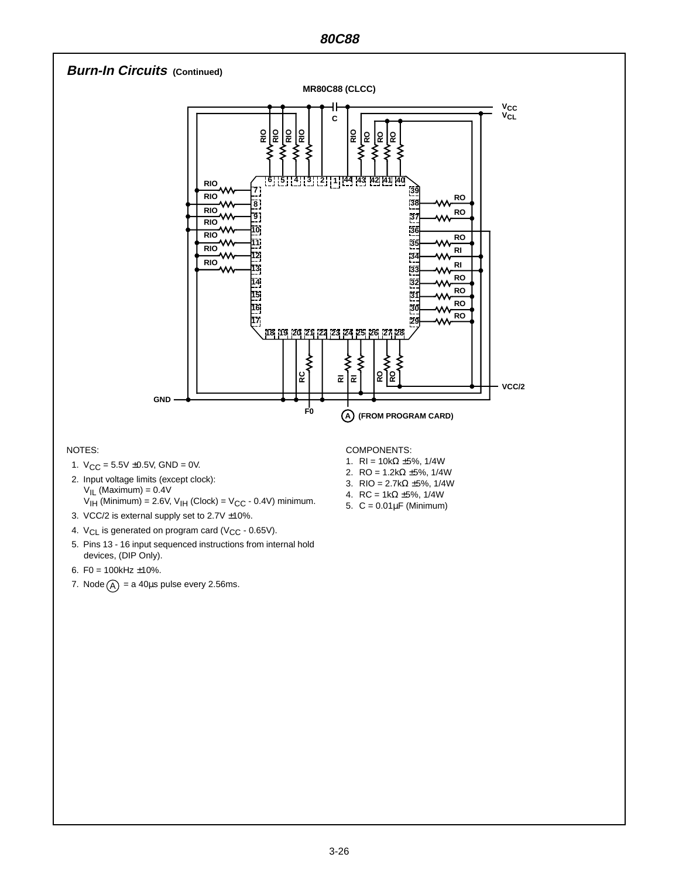## Burn-In Circuits (Continued)

MR80C88 (CLCC)

VCC
VCL
C
RIO RIO RIO RIO RIO RO RO RO
6 5 4 3 2 1 44 43 42 41 40
RIO 7
RIO 8
RIO 9
RIO 10
RIO 11
RIO 12
RIO 13
14
15
16
17
39
38 RO
37 RO
36
35 RO
34 RI
33 RI
32 RO
31 RO
30 RO
29 RO
18 19 20 21 22 23 24 25 26 27 28
RC RI RI RO RO
VCC/2
GND
F0
A (FROM PROGRAM CARD)

NOTES:

1. $V_{CC}$ = 5.5V ±0.5V, GND = 0V.
2. Input voltage limits (except clock):
   $V_{IL}$ (Maximum) = 0.4V
   $V_{IH}$ (Minimum) = 2.6V, $V_{IH}$ (Clock) = $V_{CC}$ - 0.4V) minimum.
3. VCC/2 is external supply set to 2.7V ±10%.
4. $V_{CL}$ is generated on program card ($V_{CC}$ - 0.65V).
5. Pins 13 - 16 input sequenced instructions from internal hold devices, (DIP Only).
6. F0 = 100kHz ±10%.
7. Node (A) = a 40µs pulse every 2.56ms.

COMPONENTS:

1. RI = 10kΩ ±5%, 1/4W
2. RO = 1.2kΩ ±5%, 1/4W
3. RIO = 2.7kΩ ±5%, 1/4W
4. RC = 1kΩ ±5%, 1/4W
5. C = 0.01µF (Minimum)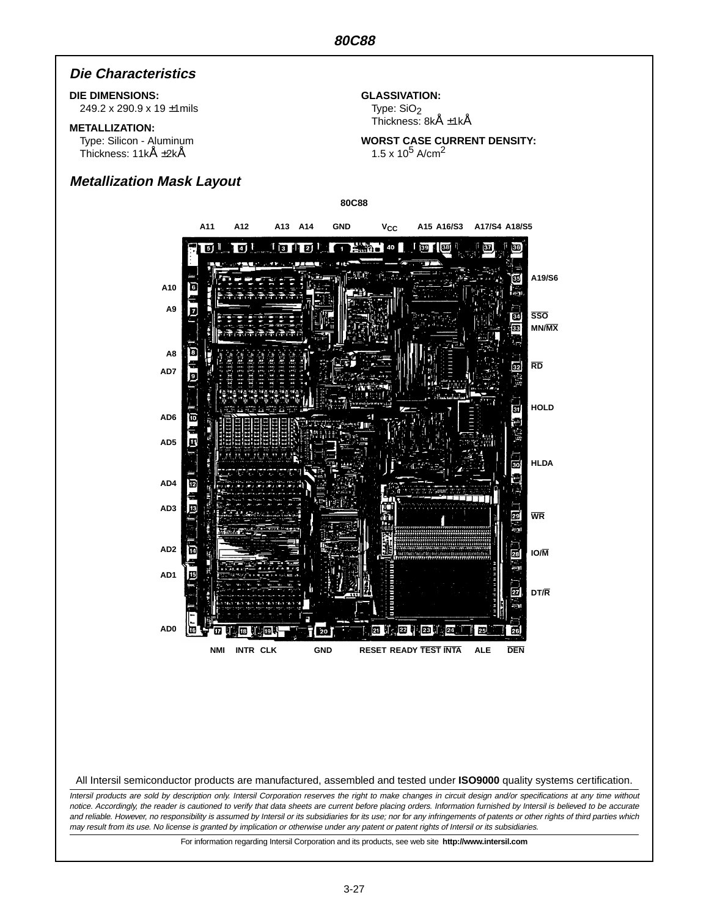## Die Characteristics

**DIE DIMENSIONS:**
249.2 x 290.9 x 19 ±1mils

**METALLIZATION:**
Type: Silicon - Aluminum
Thickness: 11kÅ ±2kÅ

**GLASSIVATION:**
Type: $SiO_2$
Thickness: 8kÅ ±1kÅ

**WORST CASE CURRENT DENSITY:**
$1.5 \times 10^5$ A/$cm^2$

## Metallization Mask Layout

80C88

A11 A12 A13 A14 GND $V_{CC}$ A15 A16/S3 A17/S4 A18/S5

A10
A9
A8
AD7
AD6
AD5
AD4
AD3
AD2
AD1
AD0

A19/S6
SSO
MN/MX
RD
HOLD
HLDA
WR
IO/M
DT/R

NMI INTR CLK GND RESET READY TEST INTA ALE DEN

All Intersil semiconductor products are manufactured, assembled and tested under **ISO9000** quality systems certification.

*Intersil products are sold by description only. Intersil Corporation reserves the right to make changes in circuit design and/or specifications at any time without notice. Accordingly, the reader is cautioned to verify that data sheets are current before placing orders. Information furnished by Intersil is believed to be accurate and reliable. However, no responsibility is assumed by Intersil or its subsidiaries for its use; nor for any infringements of patents or other rights of third parties which may result from its use. No license is granted by implication or otherwise under any patent or patent rights of Intersil or its subsidiaries.*

For information regarding Intersil Corporation and its products, see web site **http://www.intersil.com**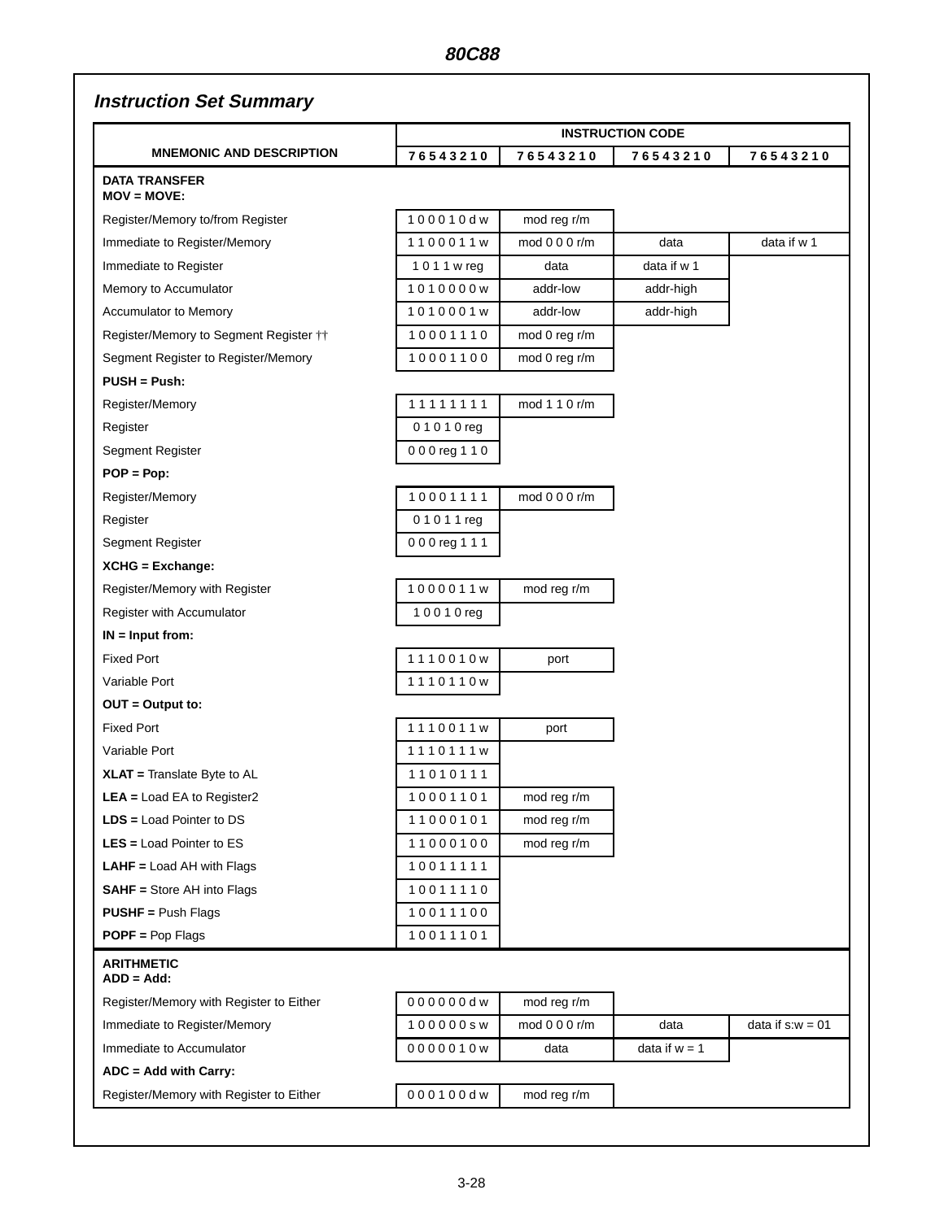## Instruction Set Summary

| MNEMONIC AND DESCRIPTION | INSTRUCTION CODE | | | |
|---|---|---|---|---|
| | 7 6 5 4 3 2 1 0 | 7 6 5 4 3 2 1 0 | 7 6 5 4 3 2 1 0 | 7 6 5 4 3 2 1 0 |
| **DATA TRANSFER** **MOV = MOVE:** | | | | |
| Register/Memory to/from Register | 1 0 0 0 1 0 d w | mod reg r/m | | |
| Immediate to Register/Memory | 1 1 0 0 0 1 1 w | mod 0 0 0 r/m | data | data if w 1 |
| Immediate to Register | 1 0 1 1 w reg | data | data if w 1 | |
| Memory to Accumulator | 1 0 1 0 0 0 0 w | addr-low | addr-high | |
| Accumulator to Memory | 1 0 1 0 0 0 1 w | addr-low | addr-high | |
| Register/Memory to Segment Register †† | 1 0 0 0 1 1 1 0 | mod 0 reg r/m | | |
| Segment Register to Register/Memory | 1 0 0 0 1 1 0 0 | mod 0 reg r/m | | |
| **PUSH = Push:** | | | | |
| Register/Memory | 1 1 1 1 1 1 1 1 | mod 1 1 0 r/m | | |
| Register | 0 1 0 1 0 reg | | | |
| Segment Register | 0 0 0 reg 1 1 0 | | | |
| **POP = Pop:** | | | | |
| Register/Memory | 1 0 0 0 1 1 1 1 | mod 0 0 0 r/m | | |
| Register | 0 1 0 1 1 reg | | | |
| Segment Register | 0 0 0 reg 1 1 1 | | | |
| **XCHG = Exchange:** | | | | |
| Register/Memory with Register | 1 0 0 0 0 1 1 w | mod reg r/m | | |
| Register with Accumulator | 1 0 0 1 0 reg | | | |
| **IN = Input from:** | | | | |
| Fixed Port | 1 1 1 0 0 1 0 w | port | | |
| Variable Port | 1 1 1 0 1 1 0 w | | | |
| **OUT = Output to:** | | | | |
| Fixed Port | 1 1 1 0 0 1 1 w | port | | |
| Variable Port | 1 1 1 0 1 1 1 w | | | |
| **XLAT =** Translate Byte to AL | 1 1 0 1 0 1 1 1 | | | |
| **LEA =** Load EA to Register2 | 1 0 0 0 1 1 0 1 | mod reg r/m | | |
| **LDS =** Load Pointer to DS | 1 1 0 0 0 1 0 1 | mod reg r/m | | |
| **LES =** Load Pointer to ES | 1 1 0 0 0 1 0 0 | mod reg r/m | | |
| **LAHF =** Load AH with Flags | 1 0 0 1 1 1 1 1 | | | |
| **SAHF =** Store AH into Flags | 1 0 0 1 1 1 1 0 | | | |
| **PUSHF =** Push Flags | 1 0 0 1 1 1 0 0 | | | |
| **POPF =** Pop Flags | 1 0 0 1 1 1 0 1 | | | |
| **ARITHMETIC** **ADD = Add:** | | | | |
| Register/Memory with Register to Either | 0 0 0 0 0 0 d w | mod reg r/m | | |
| Immediate to Register/Memory | 1 0 0 0 0 0 s w | mod 0 0 0 r/m | data | data if s:w = 01 |
| Immediate to Accumulator | 0 0 0 0 0 1 0 w | data | data if w = 1 | |
| **ADC = Add with Carry:** | | | | |
| Register/Memory with Register to Either | 0 0 0 1 0 0 d w | mod reg r/m | | |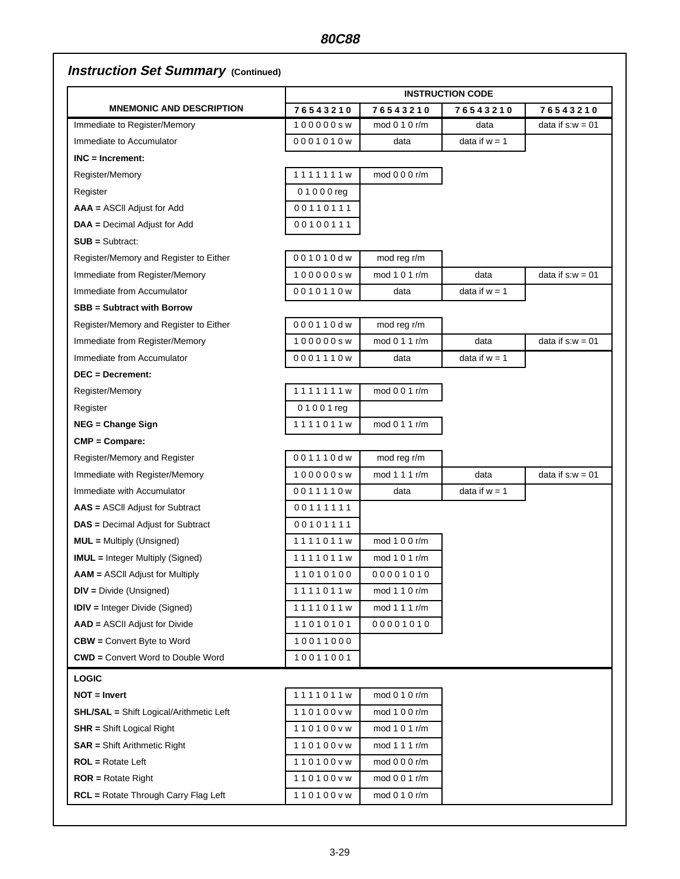## Instruction Set Summary (Continued)

| MNEMONIC AND DESCRIPTION | INSTRUCTION CODE | | | |
|---|---|---|---|---|
| | 7 6 5 4 3 2 1 0 | 7 6 5 4 3 2 1 0 | 7 6 5 4 3 2 1 0 | 7 6 5 4 3 2 1 0 |
| Immediate to Register/Memory | 1 0 0 0 0 0 s w | mod 0 1 0 r/m | data | data if s:w = 01 |
| Immediate to Accumulator | 0 0 0 1 0 1 0 w | data | data if w = 1 | |
| **INC = Increment:** | | | | |
| Register/Memory | 1 1 1 1 1 1 1 w | mod 0 0 0 r/m | | |
| Register | 0 1 0 0 0 reg | | | |
| **AAA =** ASCII Adjust for Add | 0 0 1 1 0 1 1 1 | | | |
| **DAA =** Decimal Adjust for Add | 0 0 1 0 0 1 1 1 | | | |
| **SUB =** Subtract: | | | | |
| Register/Memory and Register to Either | 0 0 1 0 1 0 d w | mod reg r/m | | |
| Immediate from Register/Memory | 1 0 0 0 0 0 s w | mod 1 0 1 r/m | data | data if s:w = 01 |
| Immediate from Accumulator | 0 0 1 0 1 1 0 w | data | data if w = 1 | |
| **SBB = Subtract with Borrow** | | | | |
| Register/Memory and Register to Either | 0 0 0 1 1 0 d w | mod reg r/m | | |
| Immediate from Register/Memory | 1 0 0 0 0 0 s w | mod 0 1 1 r/m | data | data if s:w = 01 |
| Immediate from Accumulator | 0 0 0 1 1 1 0 w | data | data if w = 1 | |
| **DEC = Decrement:** | | | | |
| Register/Memory | 1 1 1 1 1 1 1 w | mod 0 0 1 r/m | | |
| Register | 0 1 0 0 1 reg | | | |
| **NEG = Change Sign** | 1 1 1 1 0 1 1 w | mod 0 1 1 r/m | | |
| **CMP = Compare:** | | | | |
| Register/Memory and Register | 0 0 1 1 1 0 d w | mod reg r/m | | |
| Immediate with Register/Memory | 1 0 0 0 0 0 s w | mod 1 1 1 r/m | data | data if s:w = 01 |
| Immediate with Accumulator | 0 0 1 1 1 1 0 w | data | data if w = 1 | |
| **AAS =** ASCII Adjust for Subtract | 0 0 1 1 1 1 1 1 | | | |
| **DAS =** Decimal Adjust for Subtract | 0 0 1 0 1 1 1 1 | | | |
| **MUL =** Multiply (Unsigned) | 1 1 1 1 0 1 1 w | mod 1 0 0 r/m | | |
| **IMUL =** Integer Multiply (Signed) | 1 1 1 1 0 1 1 w | mod 1 0 1 r/m | | |
| **AAM =** ASCII Adjust for Multiply | 1 1 0 1 0 1 0 0 | 0 0 0 0 1 0 1 0 | | |
| **DIV =** Divide (Unsigned) | 1 1 1 1 0 1 1 w | mod 1 1 0 r/m | | |
| **IDIV =** Integer Divide (Signed) | 1 1 1 1 0 1 1 w | mod 1 1 1 r/m | | |
| **AAD =** ASCII Adjust for Divide | 1 1 0 1 0 1 0 1 | 0 0 0 0 1 0 1 0 | | |
| **CBW =** Convert Byte to Word | 1 0 0 1 1 0 0 0 | | | |
| **CWD =** Convert Word to Double Word | 1 0 0 1 1 0 0 1 | | | |
| **LOGIC** | | | | |
| **NOT = Invert** | 1 1 1 1 0 1 1 w | mod 0 1 0 r/m | | |
| **SHL/SAL =** Shift Logical/Arithmetic Left | 1 1 0 1 0 0 v w | mod 1 0 0 r/m | | |
| **SHR =** Shift Logical Right | 1 1 0 1 0 0 v w | mod 1 0 1 r/m | | |
| **SAR =** Shift Arithmetic Right | 1 1 0 1 0 0 v w | mod 1 1 1 r/m | | |
| **ROL =** Rotate Left | 1 1 0 1 0 0 v w | mod 0 0 0 r/m | | |
| **ROR =** Rotate Right | 1 1 0 1 0 0 v w | mod 0 0 1 r/m | | |
| **RCL =** Rotate Through Carry Flag Left | 1 1 0 1 0 0 v w | mod 0 1 0 r/m | | |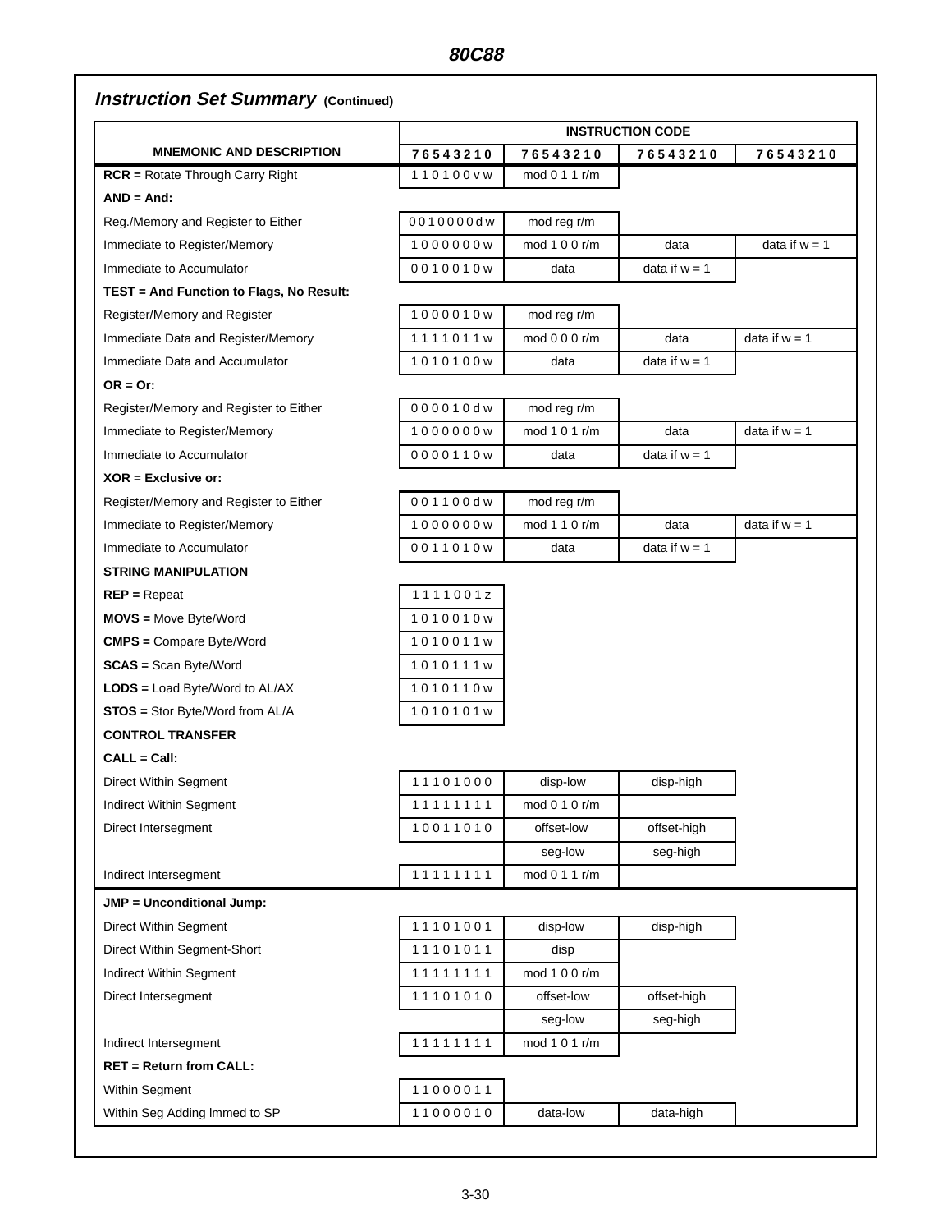## Instruction Set Summary (Continued)

| MNEMONIC AND DESCRIPTION | INSTRUCTION CODE | | | |
|---|---|---|---|---|
| | 7 6 5 4 3 2 1 0 | 7 6 5 4 3 2 1 0 | 7 6 5 4 3 2 1 0 | 7 6 5 4 3 2 1 0 |
| **RCR =** Rotate Through Carry Right | 1 1 0 1 0 0 v w | mod 0 1 1 r/m | | |
| **AND = And:** | | | | |
| Reg./Memory and Register to Either | 0 0 1 0 0 0 0 d w | mod reg r/m | | |
| Immediate to Register/Memory | 1 0 0 0 0 0 0 w | mod 1 0 0 r/m | data | data if w = 1 |
| Immediate to Accumulator | 0 0 1 0 0 1 0 w | data | data if w = 1 | |
| **TEST = And Function to Flags, No Result:** | | | | |
| Register/Memory and Register | 1 0 0 0 0 1 0 w | mod reg r/m | | |
| Immediate Data and Register/Memory | 1 1 1 1 0 1 1 w | mod 0 0 0 r/m | data | data if w = 1 |
| Immediate Data and Accumulator | 1 0 1 0 1 0 0 w | data | data if w = 1 | |
| **OR = Or:** | | | | |
| Register/Memory and Register to Either | 0 0 0 0 1 0 d w | mod reg r/m | | |
| Immediate to Register/Memory | 1 0 0 0 0 0 0 w | mod 1 0 1 r/m | data | data if w = 1 |
| Immediate to Accumulator | 0 0 0 0 1 1 0 w | data | data if w = 1 | |
| **XOR = Exclusive or:** | | | | |
| Register/Memory and Register to Either | 0 0 1 1 0 0 d w | mod reg r/m | | |
| Immediate to Register/Memory | 1 0 0 0 0 0 0 w | mod 1 1 0 r/m | data | data if w = 1 |
| Immediate to Accumulator | 0 0 1 1 0 1 0 w | data | data if w = 1 | |
| **STRING MANIPULATION** | | | | |
| **REP =** Repeat | 1 1 1 1 0 0 1 z | | | |
| **MOVS =** Move Byte/Word | 1 0 1 0 0 1 0 w | | | |
| **CMPS =** Compare Byte/Word | 1 0 1 0 0 1 1 w | | | |
| **SCAS =** Scan Byte/Word | 1 0 1 0 1 1 1 w | | | |
| **LODS =** Load Byte/Word to AL/AX | 1 0 1 0 1 1 0 w | | | |
| **STOS =** Stor Byte/Word from AL/A | 1 0 1 0 1 0 1 w | | | |
| **CONTROL TRANSFER** | | | | |
| **CALL = Call:** | | | | |
| Direct Within Segment | 1 1 1 0 1 0 0 0 | disp-low | disp-high | |
| Indirect Within Segment | 1 1 1 1 1 1 1 1 | mod 0 1 0 r/m | | |
| Direct Intersegment | 1 0 0 1 1 0 1 0 | offset-low | offset-high | |
| | | seg-low | seg-high | |
| Indirect Intersegment | 1 1 1 1 1 1 1 1 | mod 0 1 1 r/m | | |
| **JMP = Unconditional Jump:** | | | | |
| Direct Within Segment | 1 1 1 0 1 0 0 1 | disp-low | disp-high | |
| Direct Within Segment-Short | 1 1 1 0 1 0 1 1 | disp | | |
| Indirect Within Segment | 1 1 1 1 1 1 1 1 | mod 1 0 0 r/m | | |
| Direct Intersegment | 1 1 1 0 1 0 1 0 | offset-low | offset-high | |
| | | seg-low | seg-high | |
| Indirect Intersegment | 1 1 1 1 1 1 1 1 | mod 1 0 1 r/m | | |
| **RET = Return from CALL:** | | | | |
| Within Segment | 1 1 0 0 0 0 1 1 | | | |
| Within Seg Adding Immed to SP | 1 1 0 0 0 0 1 0 | data-low | data-high | |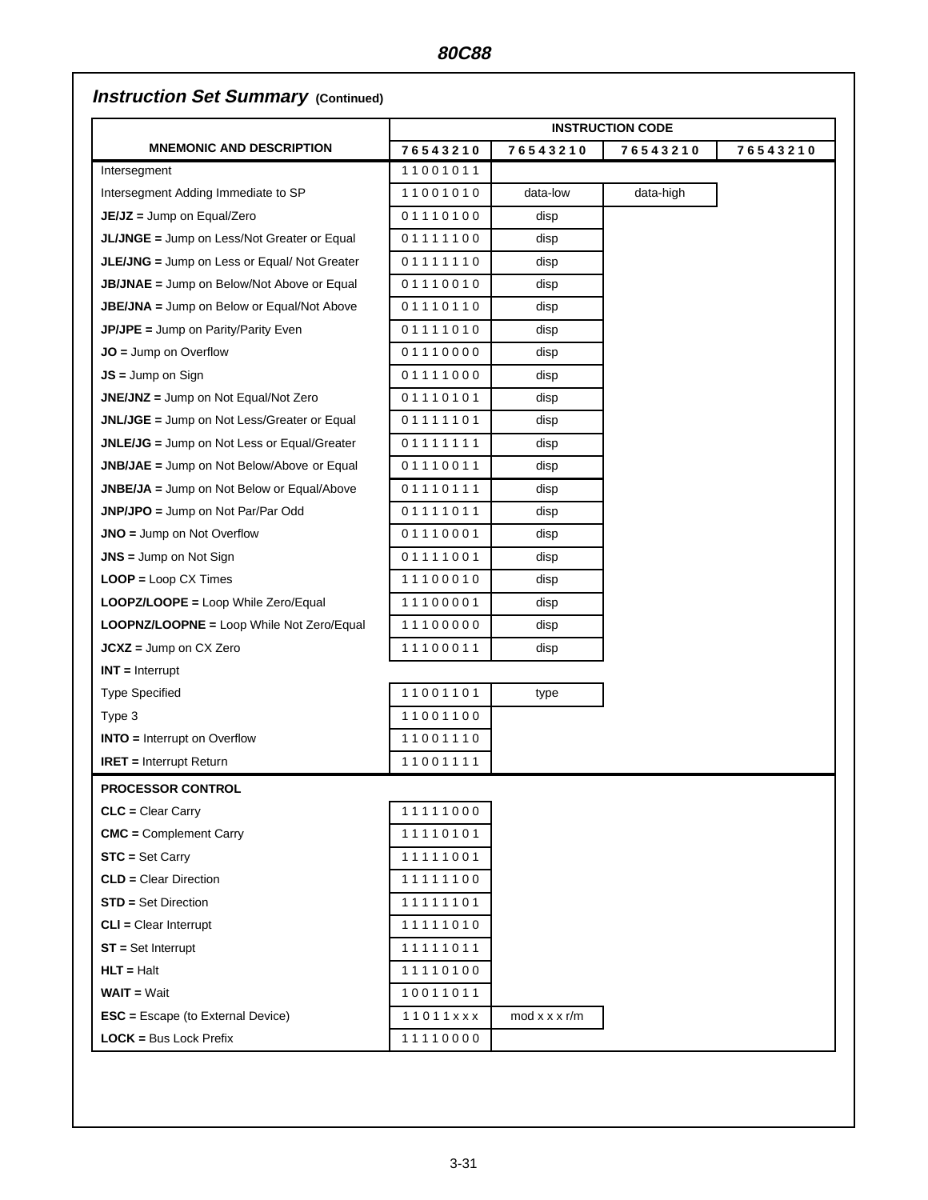## Instruction Set Summary (Continued)

| MNEMONIC AND DESCRIPTION | INSTRUCTION CODE | | | |
|---|---|---|---|---|
| | 7 6 5 4 3 2 1 0 | 7 6 5 4 3 2 1 0 | 7 6 5 4 3 2 1 0 | 7 6 5 4 3 2 1 0 |
| Intersegment | 1 1 0 0 1 0 1 1 | | | |
| Intersegment Adding Immediate to SP | 1 1 0 0 1 0 1 0 | data-low | data-high | |
| **JE/JZ =** Jump on Equal/Zero | 0 1 1 1 0 1 0 0 | disp | | |
| **JL/JNGE =** Jump on Less/Not Greater or Equal | 0 1 1 1 1 1 0 0 | disp | | |
| **JLE/JNG =** Jump on Less or Equal/ Not Greater | 0 1 1 1 1 1 1 0 | disp | | |
| **JB/JNAE =** Jump on Below/Not Above or Equal | 0 1 1 1 0 0 1 0 | disp | | |
| **JBE/JNA =** Jump on Below or Equal/Not Above | 0 1 1 1 0 1 1 0 | disp | | |
| **JP/JPE =** Jump on Parity/Parity Even | 0 1 1 1 1 0 1 0 | disp | | |
| **JO =** Jump on Overflow | 0 1 1 1 0 0 0 0 | disp | | |
| **JS =** Jump on Sign | 0 1 1 1 1 0 0 0 | disp | | |
| **JNE/JNZ =** Jump on Not Equal/Not Zero | 0 1 1 1 0 1 0 1 | disp | | |
| **JNL/JGE =** Jump on Not Less/Greater or Equal | 0 1 1 1 1 1 0 1 | disp | | |
| **JNLE/JG =** Jump on Not Less or Equal/Greater | 0 1 1 1 1 1 1 1 | disp | | |
| **JNB/JAE =** Jump on Not Below/Above or Equal | 0 1 1 1 0 0 1 1 | disp | | |
| **JNBE/JA =** Jump on Not Below or Equal/Above | 0 1 1 1 0 1 1 1 | disp | | |
| **JNP/JPO =** Jump on Not Par/Par Odd | 0 1 1 1 1 0 1 1 | disp | | |
| **JNO =** Jump on Not Overflow | 0 1 1 1 0 0 0 1 | disp | | |
| **JNS =** Jump on Not Sign | 0 1 1 1 1 0 0 1 | disp | | |
| **LOOP =** Loop CX Times | 1 1 1 0 0 0 1 0 | disp | | |
| **LOOPZ/LOOPE =** Loop While Zero/Equal | 1 1 1 0 0 0 0 1 | disp | | |
| **LOOPNZ/LOOPNE =** Loop While Not Zero/Equal | 1 1 1 0 0 0 0 0 | disp | | |
| **JCXZ =** Jump on CX Zero | 1 1 1 0 0 0 1 1 | disp | | |
| **INT =** Interrupt | | | | |
| Type Specified | 1 1 0 0 1 1 0 1 | type | | |
| Type 3 | 1 1 0 0 1 1 0 0 | | | |
| **INTO =** Interrupt on Overflow | 1 1 0 0 1 1 1 0 | | | |
| **IRET =** Interrupt Return | 1 1 0 0 1 1 1 1 | | | |
| **PROCESSOR CONTROL** | | | | |
| **CLC =** Clear Carry | 1 1 1 1 1 0 0 0 | | | |
| **CMC =** Complement Carry | 1 1 1 1 0 1 0 1 | | | |
| **STC =** Set Carry | 1 1 1 1 1 0 0 1 | | | |
| **CLD =** Clear Direction | 1 1 1 1 1 1 0 0 | | | |
| **STD =** Set Direction | 1 1 1 1 1 1 0 1 | | | |
| **CLI =** Clear Interrupt | 1 1 1 1 1 0 1 0 | | | |
| **ST =** Set Interrupt | 1 1 1 1 1 0 1 1 | | | |
| **HLT =** Halt | 1 1 1 1 0 1 0 0 | | | |
| **WAIT =** Wait | 1 0 0 1 1 0 1 1 | | | |
| **ESC =** Escape (to External Device) | 1 1 0 1 1 x x x | mod x x x r/m | | |
| **LOCK =** Bus Lock Prefix | 1 1 1 1 0 0 0 0 | | | |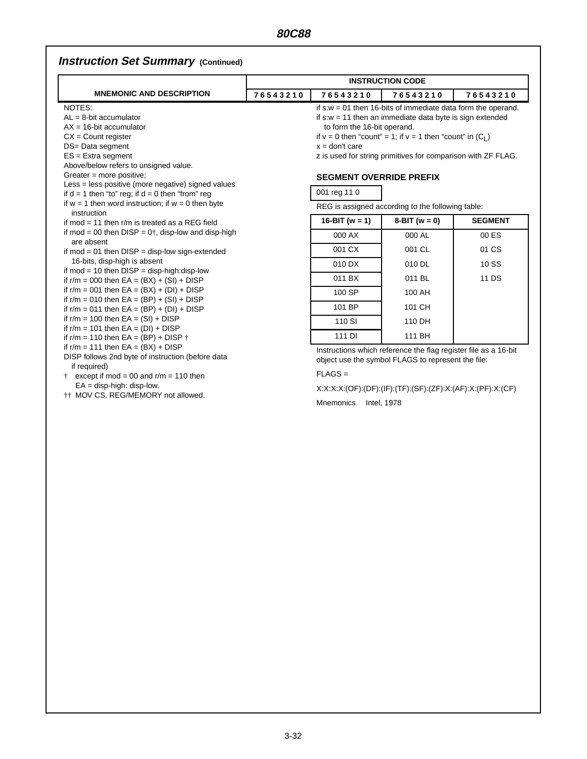## Instruction Set Summary (Continued)

| MNEMONIC AND DESCRIPTION | INSTRUCTION CODE | | | |
|---|---|---|---|---|
| | 7 6 5 4 3 2 1 0 | 7 6 5 4 3 2 1 0 | 7 6 5 4 3 2 1 0 | 7 6 5 4 3 2 1 0 |

NOTES:

AL = 8-bit accumulator
AX = 16-bit accumulator
CX = Count register
DS= Data segment
ES = Extra segment
Above/below refers to unsigned value.
Greater = more positive;
Less = less positive (more negative) signed values
if d = 1 then "to" reg; if d = 0 then "from" reg
if w = 1 then word instruction; if w = 0 then byte instruction
if mod = 11 then r/m is treated as a REG field
if mod = 00 then DISP = 0†, disp-low and disp-high are absent
if mod = 01 then DISP = disp-low sign-extended 16-bits, disp-high is absent
if mod = 10 then DISP = disp-high:disp-low
if r/m = 000 then EA = (BX) + (SI) + DISP
if r/m = 001 then EA = (BX) + (DI) + DISP
if r/m = 010 then EA = (BP) + (SI) + DISP
if r/m = 011 then EA = (BP) + (DI) + DISP
if r/m = 100 then EA = (SI) + DISP
if r/m = 101 then EA = (DI) + DISP
if r/m = 110 then EA = (BP) + DISP †
if r/m = 111 then EA = (BX) + DISP
DISP follows 2nd byte of instruction (before data if required)

† except if mod = 00 and r/m = 110 then EA = disp-high: disp-low.

†† MOV CS, REG/MEMORY not allowed.

if s:w = 01 then 16-bits of immediate data form the operand.
if s:w = 11 then an immediate data byte is sign extended to form the 16-bit operand.
if v = 0 then "count" = 1; if v = 1 then "count" in ($C_L$)
x = don't care
z is used for string primitives for comparison with ZF FLAG.

### SEGMENT OVERRIDE PREFIX

| |
|---|
| 001 reg 11 0 |

REG is assigned according to the following table:

| 16-BIT (w = 1) | 8-BIT (w = 0) | SEGMENT |
|---|---|---|
| 000 AX | 000 AL | 00 ES |
| 001 CX | 001 CL | 01 CS |
| 010 DX | 010 DL | 10 SS |
| 011 BX | 011 BL | 11 DS |
| 100 SP | 100 AH | |
| 101 BP | 101 CH | |
| 110 SI | 110 DH | |
| 111 DI | 111 BH | |

Instructions which reference the flag register file as a 16-bit object use the symbol FLAGS to represent the file:

FLAGS =

X:X:X:X:(OF):(DF):(IF):(TF):(SF):(ZF):X:(AF):X:(PF):X:(CF)

Mnemonics Intel, 1978